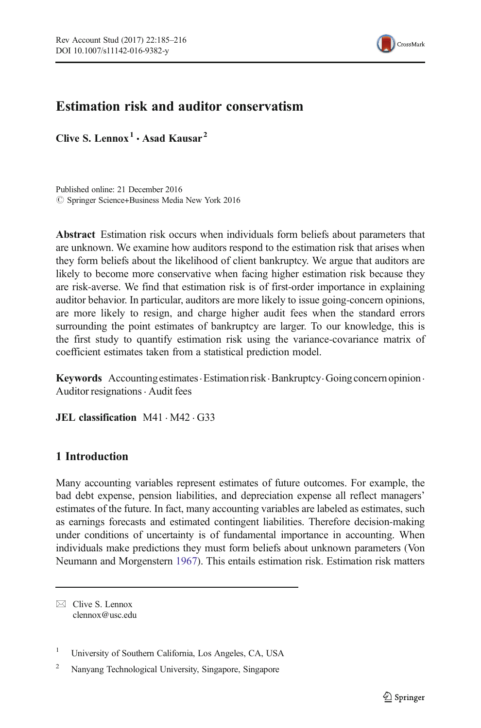# Estimation risk and auditor conservatism

**Clive S. Lennox**[1] · **Asad Kausar**[2]

Published online: 21 December 2016
© Springer Science+Business Media New York 2016

**Abstract** Estimation risk occurs when individuals form beliefs about parameters that are unknown. We examine how auditors respond to the estimation risk that arises when they form beliefs about the likelihood of client bankruptcy. We argue that auditors are likely to become more conservative when facing higher estimation risk because they are risk-averse. We find that estimation risk is of first-order importance in explaining auditor behavior. In particular, auditors are more likely to issue going-concern opinions, are more likely to resign, and charge higher audit fees when the standard errors surrounding the point estimates of bankruptcy are larger. To our knowledge, this is the first study to quantify estimation risk using the variance-covariance matrix of coefficient estimates taken from a statistical prediction model.

**Keywords** Accounting estimates · Estimation risk · Bankruptcy · Going concern opinion · Auditor resignations · Audit fees

**JEL classification** M41 · M42 · G33

## 1 Introduction

Many accounting variables represent estimates of future outcomes. For example, the bad debt expense, pension liabilities, and depreciation expense all reflect managers' estimates of the future. In fact, many accounting variables are labeled as estimates, such as earnings forecasts and estimated contingent liabilities. Therefore decision-making under conditions of uncertainty is of fundamental importance in accounting. When individuals make predictions they must form beliefs about unknown parameters (Von Neumann and Morgenstern 1967). This entails estimation risk. Estimation risk matters

---

✉ Clive S. Lennox
clennox@usc.edu

[1] University of Southern California, Los Angeles, CA, USA

[2] Nanyang Technological University, Singapore, Singapore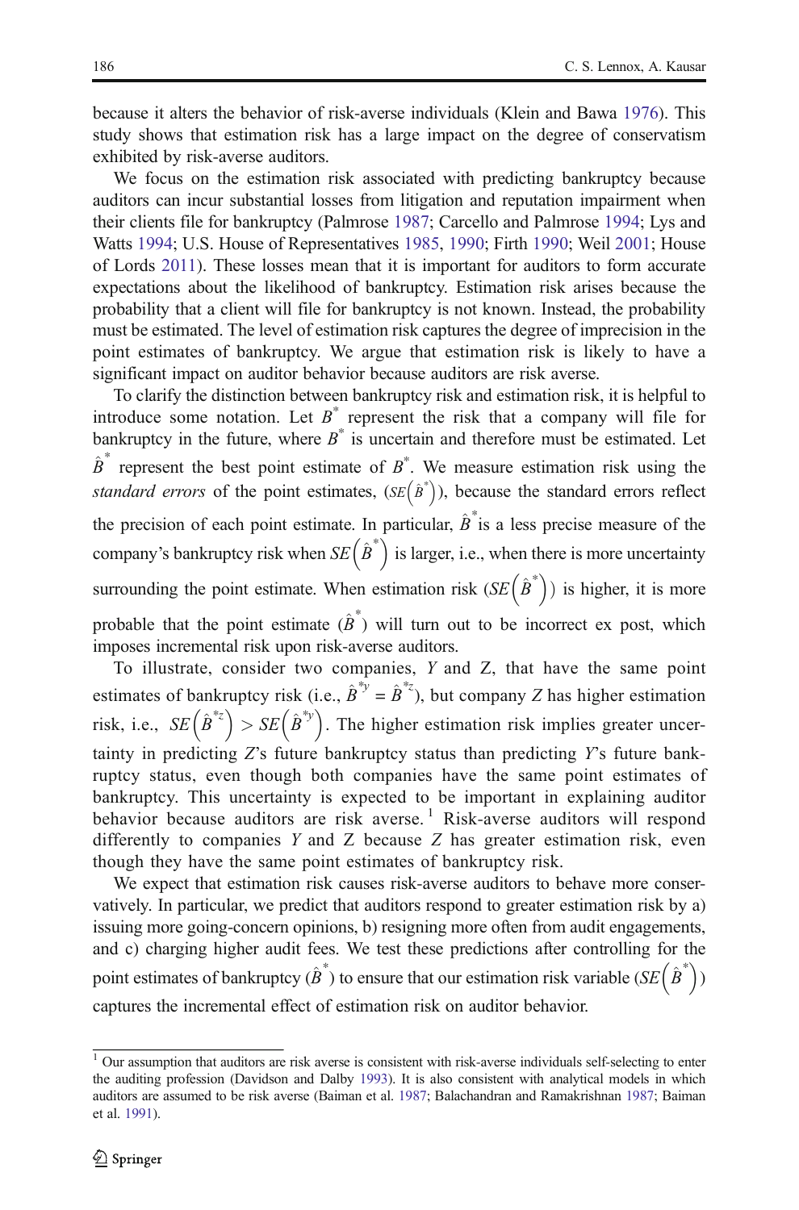because it alters the behavior of risk-averse individuals (Klein and Bawa 1976). This study shows that estimation risk has a large impact on the degree of conservatism exhibited by risk-averse auditors.

We focus on the estimation risk associated with predicting bankruptcy because auditors can incur substantial losses from litigation and reputation impairment when their clients file for bankruptcy (Palmrose 1987; Carcello and Palmrose 1994; Lys and Watts 1994; U.S. House of Representatives 1985, 1990; Firth 1990; Weil 2001; House of Lords 2011). These losses mean that it is important for auditors to form accurate expectations about the likelihood of bankruptcy. Estimation risk arises because the probability that a client will file for bankruptcy is not known. Instead, the probability must be estimated. The level of estimation risk captures the degree of imprecision in the point estimates of bankruptcy. We argue that estimation risk is likely to have a significant impact on auditor behavior because auditors are risk averse.

To clarify the distinction between bankruptcy risk and estimation risk, it is helpful to introduce some notation. Let $B^*$ represent the risk that a company will file for bankruptcy in the future, where $B^*$ is uncertain and therefore must be estimated. Let $\hat{B}^*$ represent the best point estimate of $B^*$. We measure estimation risk using the *standard errors* of the point estimates, ($SE\left(\hat{B}^*\right)$), because the standard errors reflect the precision of each point estimate. In particular, $\hat{B}^*$ is a less precise measure of the company's bankruptcy risk when $SE\left(\hat{B}^*\right)$ is larger, i.e., when there is more uncertainty surrounding the point estimate. When estimation risk ($SE\left(\hat{B}^*\right)$) is higher, it is more probable that the point estimate ($\hat{B}^*$) will turn out to be incorrect ex post, which imposes incremental risk upon risk-averse auditors.

To illustrate, consider two companies, *Y* and *Z*, that have the same point estimates of bankruptcy risk (i.e., $\hat{B}^{*y} = \hat{B}^{*z}$), but company *Z* has higher estimation risk, i.e., $SE\left(\hat{B}^{*z}\right) > SE\left(\hat{B}^{*y}\right)$. The higher estimation risk implies greater uncertainty in predicting *Z*'s future bankruptcy status than predicting *Y*'s future bankruptcy status, even though both companies have the same point estimates of bankruptcy. This uncertainty is expected to be important in explaining auditor behavior because auditors are risk averse.[1] Risk-averse auditors will respond differently to companies *Y* and *Z* because *Z* has greater estimation risk, even though they have the same point estimates of bankruptcy risk.

We expect that estimation risk causes risk-averse auditors to behave more conservatively. In particular, we predict that auditors respond to greater estimation risk by a) issuing more going-concern opinions, b) resigning more often from audit engagements, and c) charging higher audit fees. We test these predictions after controlling for the point estimates of bankruptcy ($\hat{B}^*$) to ensure that our estimation risk variable ($SE\left(\hat{B}^*\right)$) captures the incremental effect of estimation risk on auditor behavior.

---

[1] Our assumption that auditors are risk averse is consistent with risk-averse individuals self-selecting to enter the auditing profession (Davidson and Dalby 1993). It is also consistent with analytical models in which auditors are assumed to be risk averse (Baiman et al. 1987; Balachandran and Ramakrishnan 1987; Baiman et al. 1991).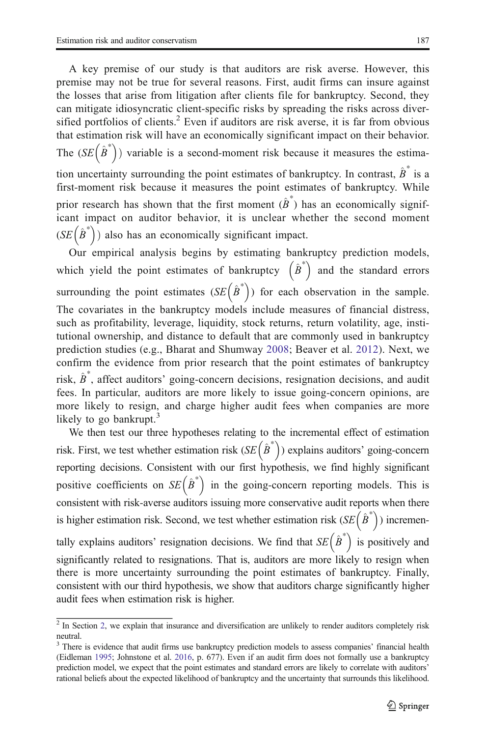A key premise of our study is that auditors are risk averse. However, this premise may not be true for several reasons. First, audit firms can insure against the losses that arise from litigation after clients file for bankruptcy. Second, they can mitigate idiosyncratic client-specific risks by spreading the risks across diversified portfolios of clients.[2] Even if auditors are risk averse, it is far from obvious that estimation risk will have an economically significant impact on their behavior. The ($SE\left(\hat{B}^{*}\right)$) variable is a second-moment risk because it measures the estimation uncertainty surrounding the point estimates of bankruptcy. In contrast, $\hat{B}^{*}$ is a first-moment risk because it measures the point estimates of bankruptcy. While prior research has shown that the first moment ($\hat{B}^{*}$) has an economically significant impact on auditor behavior, it is unclear whether the second moment ($SE\left(\hat{B}^{*}\right)$) also has an economically significant impact.

Our empirical analysis begins by estimating bankruptcy prediction models, which yield the point estimates of bankruptcy $\left(\hat{B}^{*}\right)$ and the standard errors surrounding the point estimates ($SE\left(\hat{B}^{*}\right)$) for each observation in the sample. The covariates in the bankruptcy models include measures of financial distress, such as profitability, leverage, liquidity, stock returns, return volatility, age, institutional ownership, and distance to default that are commonly used in bankruptcy prediction studies (e.g., Bharat and Shumway 2008; Beaver et al. 2012). Next, we confirm the evidence from prior research that the point estimates of bankruptcy risk, $\hat{B}^{*}$, affect auditors' going-concern decisions, resignation decisions, and audit fees. In particular, auditors are more likely to issue going-concern opinions, are more likely to resign, and charge higher audit fees when companies are more likely to go bankrupt.[3]

We then test our three hypotheses relating to the incremental effect of estimation risk. First, we test whether estimation risk ($SE\left(\hat{B}^{*}\right)$) explains auditors' going-concern reporting decisions. Consistent with our first hypothesis, we find highly significant positive coefficients on $SE\left(\hat{B}^{*}\right)$ in the going-concern reporting models. This is consistent with risk-averse auditors issuing more conservative audit reports when there is higher estimation risk. Second, we test whether estimation risk ($SE\left(\hat{B}^{*}\right)$) incrementally explains auditors' resignation decisions. We find that $SE\left(\hat{B}^{*}\right)$ is positively and significantly related to resignations. That is, auditors are more likely to resign when there is more uncertainty surrounding the point estimates of bankruptcy. Finally, consistent with our third hypothesis, we show that auditors charge significantly higher audit fees when estimation risk is higher.

---

[2] In Section 2, we explain that insurance and diversification are unlikely to render auditors completely risk neutral.

[3] There is evidence that audit firms use bankruptcy prediction models to assess companies' financial health (Eidleman 1995; Johnstone et al. 2016, p. 677). Even if an audit firm does not formally use a bankruptcy prediction model, we expect that the point estimates and standard errors are likely to correlate with auditors' rational beliefs about the expected likelihood of bankruptcy and the uncertainty that surrounds this likelihood.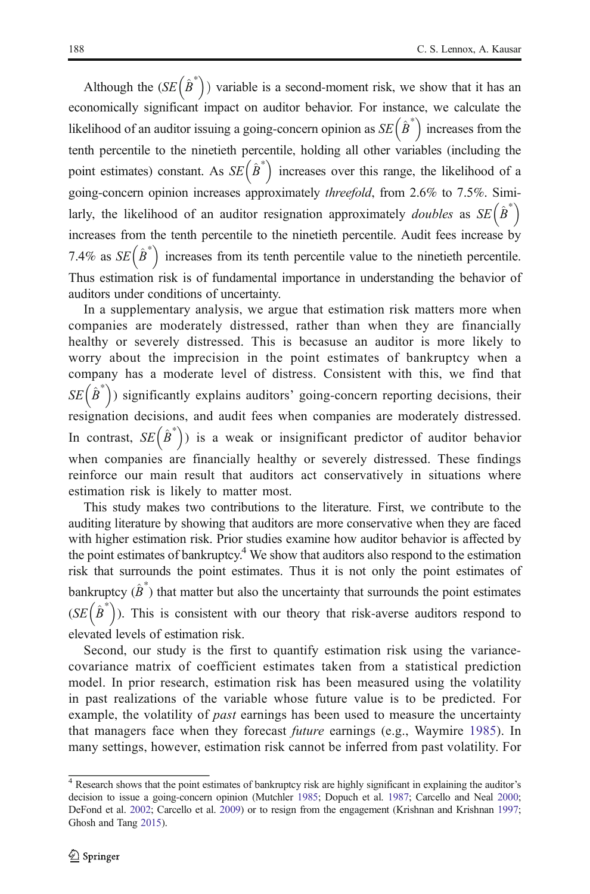Although the ($SE\left(\hat{B}^{*}\right)$) variable is a second-moment risk, we show that it has an economically significant impact on auditor behavior. For instance, we calculate the likelihood of an auditor issuing a going-concern opinion as $SE\left(\hat{B}^{*}\right)$ increases from the tenth percentile to the ninetieth percentile, holding all other variables (including the point estimates) constant. As $SE\left(\hat{B}^{*}\right)$ increases over this range, the likelihood of a going-concern opinion increases approximately *threefold*, from 2.6% to 7.5%. Similarly, the likelihood of an auditor resignation approximately *doubles* as $SE\left(\hat{B}^{*}\right)$ increases from the tenth percentile to the ninetieth percentile. Audit fees increase by 7.4% as $SE\left(\hat{B}^{*}\right)$ increases from its tenth percentile value to the ninetieth percentile. Thus estimation risk is of fundamental importance in understanding the behavior of auditors under conditions of uncertainty.

In a supplementary analysis, we argue that estimation risk matters more when companies are moderately distressed, rather than when they are financially healthy or severely distressed. This is becasuse an auditor is more likely to worry about the imprecision in the point estimates of bankruptcy when a company has a moderate level of distress. Consistent with this, we find that $SE\left(\hat{B}^{*}\right)$) significantly explains auditors' going-concern reporting decisions, their resignation decisions, and audit fees when companies are moderately distressed. In contrast, $SE\left(\hat{B}^{*}\right)$) is a weak or insignificant predictor of auditor behavior when companies are financially healthy or severely distressed. These findings reinforce our main result that auditors act conservatively in situations where estimation risk is likely to matter most.

This study makes two contributions to the literature. First, we contribute to the auditing literature by showing that auditors are more conservative when they are faced with higher estimation risk. Prior studies examine how auditor behavior is affected by the point estimates of bankruptcy.[4] We show that auditors also respond to the estimation risk that surrounds the point estimates. Thus it is not only the point estimates of bankruptcy ($\hat{B}^{*}$) that matter but also the uncertainty that surrounds the point estimates ($SE\left(\hat{B}^{*}\right)$). This is consistent with our theory that risk-averse auditors respond to elevated levels of estimation risk.

Second, our study is the first to quantify estimation risk using the variance-covariance matrix of coefficient estimates taken from a statistical prediction model. In prior research, estimation risk has been measured using the volatility in past realizations of the variable whose future value is to be predicted. For example, the volatility of *past* earnings has been used to measure the uncertainty that managers face when they forecast *future* earnings (e.g., Waymire 1985). In many settings, however, estimation risk cannot be inferred from past volatility. For

---

[4] Research shows that the point estimates of bankruptcy risk are highly significant in explaining the auditor's decision to issue a going-concern opinion (Mutchler 1985; Dopuch et al. 1987; Carcello and Neal 2000; DeFond et al. 2002; Carcello et al. 2009) or to resign from the engagement (Krishnan and Krishnan 1997; Ghosh and Tang 2015).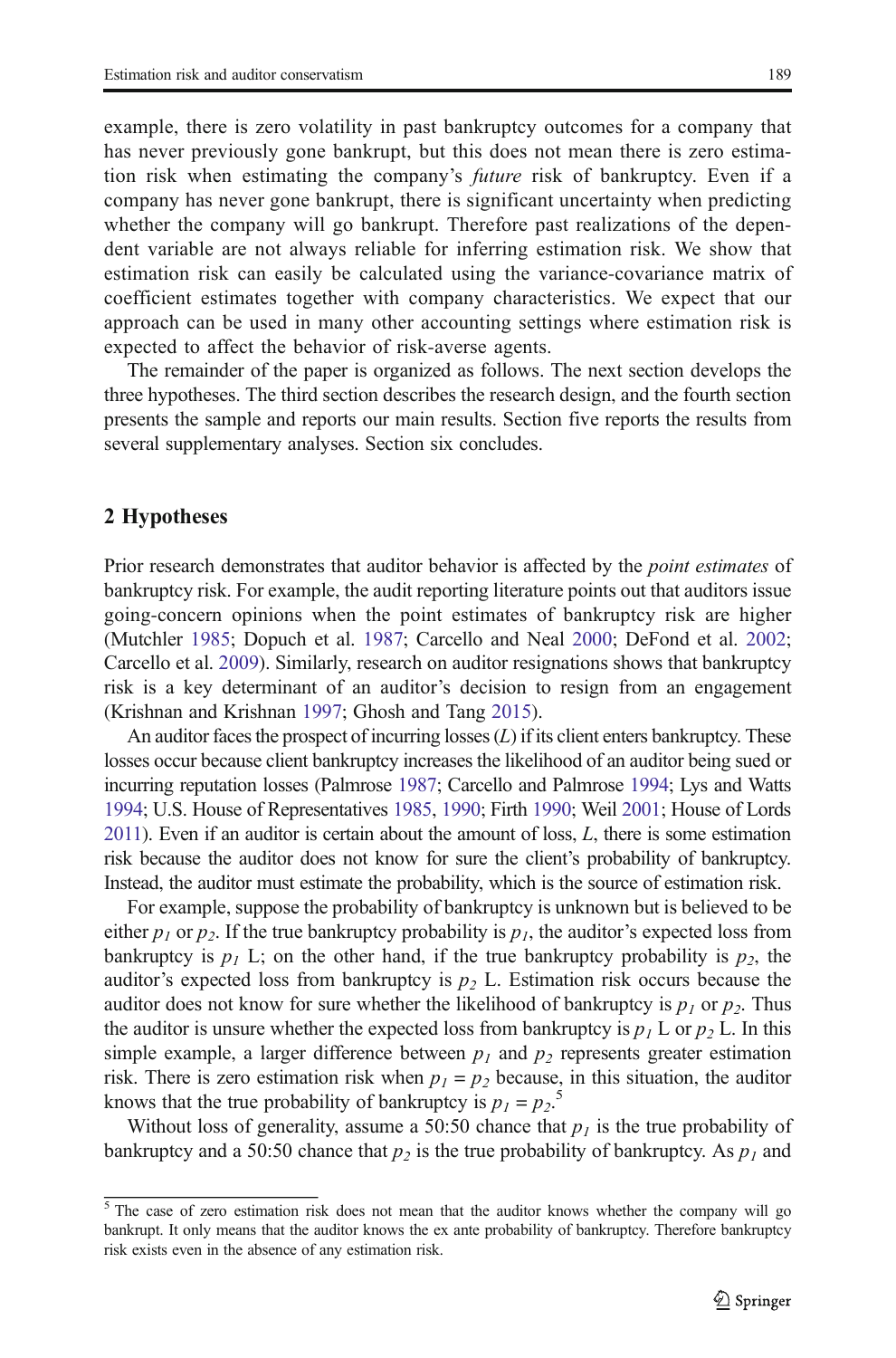example, there is zero volatility in past bankruptcy outcomes for a company that has never previously gone bankrupt, but this does not mean there is zero estimation risk when estimating the company's *future* risk of bankruptcy. Even if a company has never gone bankrupt, there is significant uncertainty when predicting whether the company will go bankrupt. Therefore past realizations of the dependent variable are not always reliable for inferring estimation risk. We show that estimation risk can easily be calculated using the variance-covariance matrix of coefficient estimates together with company characteristics. We expect that our approach can be used in many other accounting settings where estimation risk is expected to affect the behavior of risk-averse agents.

The remainder of the paper is organized as follows. The next section develops the three hypotheses. The third section describes the research design, and the fourth section presents the sample and reports our main results. Section five reports the results from several supplementary analyses. Section six concludes.

## 2 Hypotheses

Prior research demonstrates that auditor behavior is affected by the *point estimates* of bankruptcy risk. For example, the audit reporting literature points out that auditors issue going-concern opinions when the point estimates of bankruptcy risk are higher (Mutchler 1985; Dopuch et al. 1987; Carcello and Neal 2000; DeFond et al. 2002; Carcello et al. 2009). Similarly, research on auditor resignations shows that bankruptcy risk is a key determinant of an auditor's decision to resign from an engagement (Krishnan and Krishnan 1997; Ghosh and Tang 2015).

An auditor faces the prospect of incurring losses ($L$) if its client enters bankruptcy. These losses occur because client bankruptcy increases the likelihood of an auditor being sued or incurring reputation losses (Palmrose 1987; Carcello and Palmrose 1994; Lys and Watts 1994; U.S. House of Representatives 1985, 1990; Firth 1990; Weil 2001; House of Lords 2011). Even if an auditor is certain about the amount of loss, $L$, there is some estimation risk because the auditor does not know for sure the client's probability of bankruptcy. Instead, the auditor must estimate the probability, which is the source of estimation risk.

For example, suppose the probability of bankruptcy is unknown but is believed to be either $p_1$ or $p_2$. If the true bankruptcy probability is $p_1$, the auditor's expected loss from bankruptcy is $p_1$ L; on the other hand, if the true bankruptcy probability is $p_2$, the auditor's expected loss from bankruptcy is $p_2$ L. Estimation risk occurs because the auditor does not know for sure whether the likelihood of bankruptcy is $p_1$ or $p_2$. Thus the auditor is unsure whether the expected loss from bankruptcy is $p_1$ L or $p_2$ L. In this simple example, a larger difference between $p_1$ and $p_2$ represents greater estimation risk. There is zero estimation risk when $p_1 = p_2$ because, in this situation, the auditor knows that the true probability of bankruptcy is $p_1 = p_2$.[5]

Without loss of generality, assume a 50:50 chance that $p_1$ is the true probability of bankruptcy and a 50:50 chance that $p_2$ is the true probability of bankruptcy. As $p_1$ and

[5] The case of zero estimation risk does not mean that the auditor knows whether the company will go bankrupt. It only means that the auditor knows the ex ante probability of bankruptcy. Therefore bankruptcy risk exists even in the absence of any estimation risk.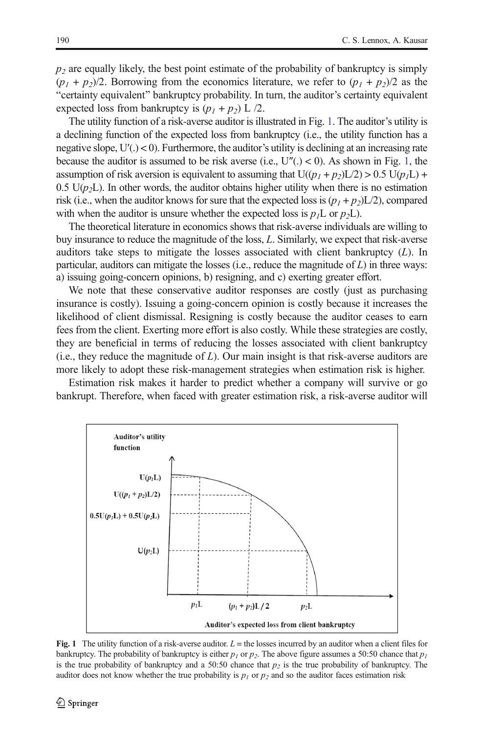$p_2$ are equally likely, the best point estimate of the probability of bankruptcy is simply $(p_1 + p_2)/2$. Borrowing from the economics literature, we refer to $(p_1 + p_2)/2$ as the "certainty equivalent" bankruptcy probability. In turn, the auditor's certainty equivalent expected loss from bankruptcy is $(p_1 + p_2)$ L /2.

The utility function of a risk-averse auditor is illustrated in Fig. 1. The auditor's utility is a declining function of the expected loss from bankruptcy (i.e., the utility function has a negative slope, $U'(.) < 0$). Furthermore, the auditor's utility is declining at an increasing rate because the auditor is assumed to be risk averse (i.e., $U''(.) < 0$). As shown in Fig. 1, the assumption of risk aversion is equivalent to assuming that $U((p_1 + p_2)L/2) > 0.5\ U(p_1L) + 0.5\ U(p_2L)$. In other words, the auditor obtains higher utility when there is no estimation risk (i.e., when the auditor knows for sure that the expected loss is $(p_1 + p_2)L/2$), compared with when the auditor is unsure whether the expected loss is $p_1$L or $p_2$L).

The theoretical literature in economics shows that risk-averse individuals are willing to buy insurance to reduce the magnitude of the loss, *L*. Similarly, we expect that risk-averse auditors take steps to mitigate the losses associated with client bankruptcy (*L*). In particular, auditors can mitigate the losses (i.e., reduce the magnitude of *L*) in three ways: a) issuing going-concern opinions, b) resigning, and c) exerting greater effort.

We note that these conservative auditor responses are costly (just as purchasing insurance is costly). Issuing a going-concern opinion is costly because it increases the likelihood of client dismissal. Resigning is costly because the auditor ceases to earn fees from the client. Exerting more effort is also costly. While these strategies are costly, they are beneficial in terms of reducing the losses associated with client bankruptcy (i.e., they reduce the magnitude of *L*). Our main insight is that risk-averse auditors are more likely to adopt these risk-management strategies when estimation risk is higher.

Estimation risk makes it harder to predict whether a company will survive or go bankrupt. Therefore, when faced with greater estimation risk, a risk-averse auditor will

**Fig. 1** The utility function of a risk-averse auditor. *L* = the losses incurred by an auditor when a client files for bankruptcy. The probability of bankruptcy is either $p_1$ or $p_2$. The above figure assumes a 50:50 chance that $p_1$ is the true probability of bankruptcy and a 50:50 chance that $p_2$ is the true probability of bankruptcy. The auditor does not know whether the true probability is $p_1$ or $p_2$ and so the auditor faces estimation risk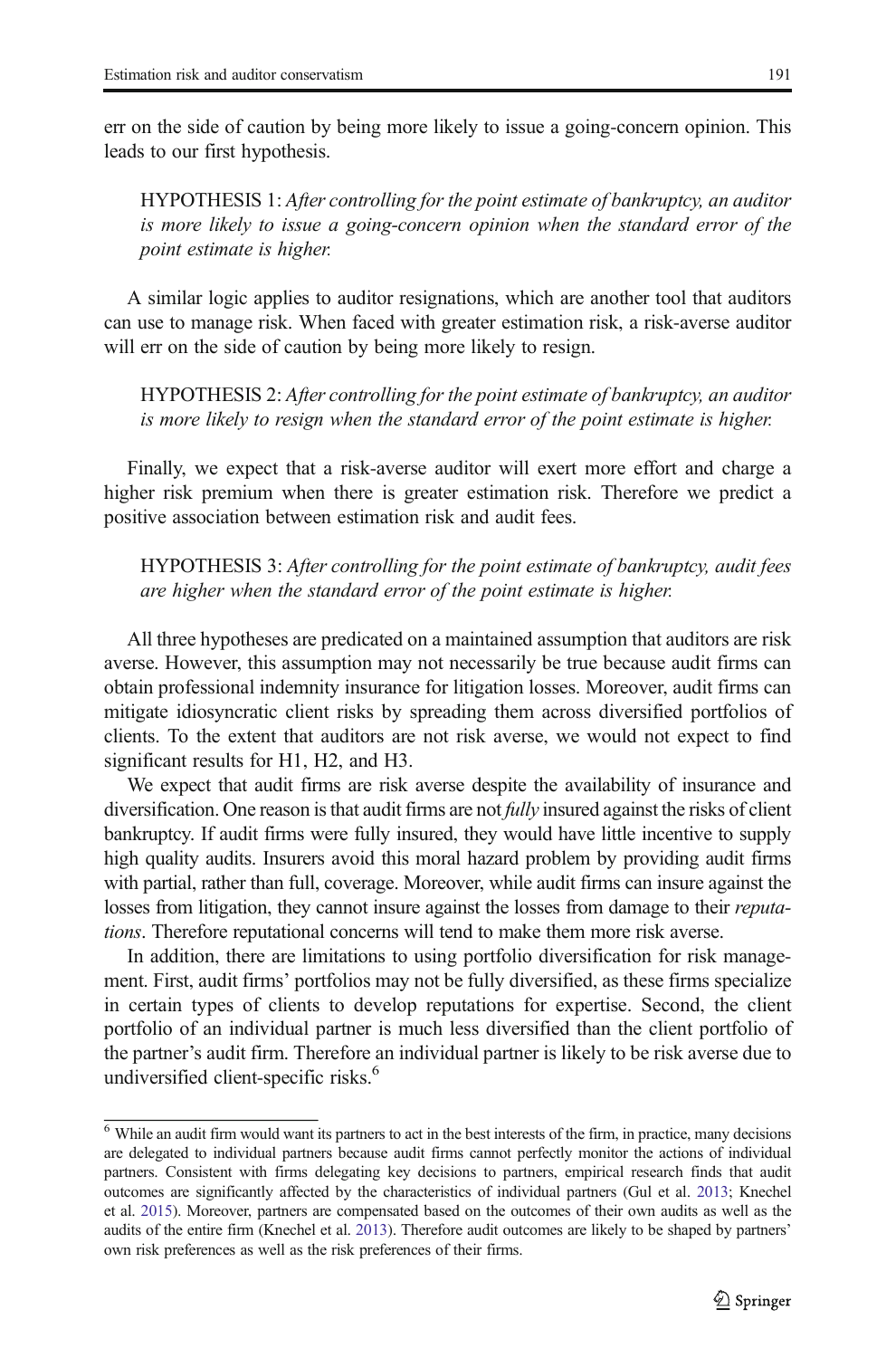err on the side of caution by being more likely to issue a going-concern opinion. This leads to our first hypothesis.

> HYPOTHESIS 1: *After controlling for the point estimate of bankruptcy, an auditor is more likely to issue a going-concern opinion when the standard error of the point estimate is higher.*

A similar logic applies to auditor resignations, which are another tool that auditors can use to manage risk. When faced with greater estimation risk, a risk-averse auditor will err on the side of caution by being more likely to resign.

> HYPOTHESIS 2: *After controlling for the point estimate of bankruptcy, an auditor is more likely to resign when the standard error of the point estimate is higher.*

Finally, we expect that a risk-averse auditor will exert more effort and charge a higher risk premium when there is greater estimation risk. Therefore we predict a positive association between estimation risk and audit fees.

> HYPOTHESIS 3: *After controlling for the point estimate of bankruptcy, audit fees are higher when the standard error of the point estimate is higher.*

All three hypotheses are predicated on a maintained assumption that auditors are risk averse. However, this assumption may not necessarily be true because audit firms can obtain professional indemnity insurance for litigation losses. Moreover, audit firms can mitigate idiosyncratic client risks by spreading them across diversified portfolios of clients. To the extent that auditors are not risk averse, we would not expect to find significant results for H1, H2, and H3.

We expect that audit firms are risk averse despite the availability of insurance and diversification. One reason is that audit firms are not *fully* insured against the risks of client bankruptcy. If audit firms were fully insured, they would have little incentive to supply high quality audits. Insurers avoid this moral hazard problem by providing audit firms with partial, rather than full, coverage. Moreover, while audit firms can insure against the losses from litigation, they cannot insure against the losses from damage to their *reputations*. Therefore reputational concerns will tend to make them more risk averse.

In addition, there are limitations to using portfolio diversification for risk management. First, audit firms' portfolios may not be fully diversified, as these firms specialize in certain types of clients to develop reputations for expertise. Second, the client portfolio of an individual partner is much less diversified than the client portfolio of the partner's audit firm. Therefore an individual partner is likely to be risk averse due to undiversified client-specific risks.[6]

[6] While an audit firm would want its partners to act in the best interests of the firm, in practice, many decisions are delegated to individual partners because audit firms cannot perfectly monitor the actions of individual partners. Consistent with firms delegating key decisions to partners, empirical research finds that audit outcomes are significantly affected by the characteristics of individual partners (Gul et al. 2013; Knechel et al. 2015). Moreover, partners are compensated based on the outcomes of their own audits as well as the audits of the entire firm (Knechel et al. 2013). Therefore audit outcomes are likely to be shaped by partners' own risk preferences as well as the risk preferences of their firms.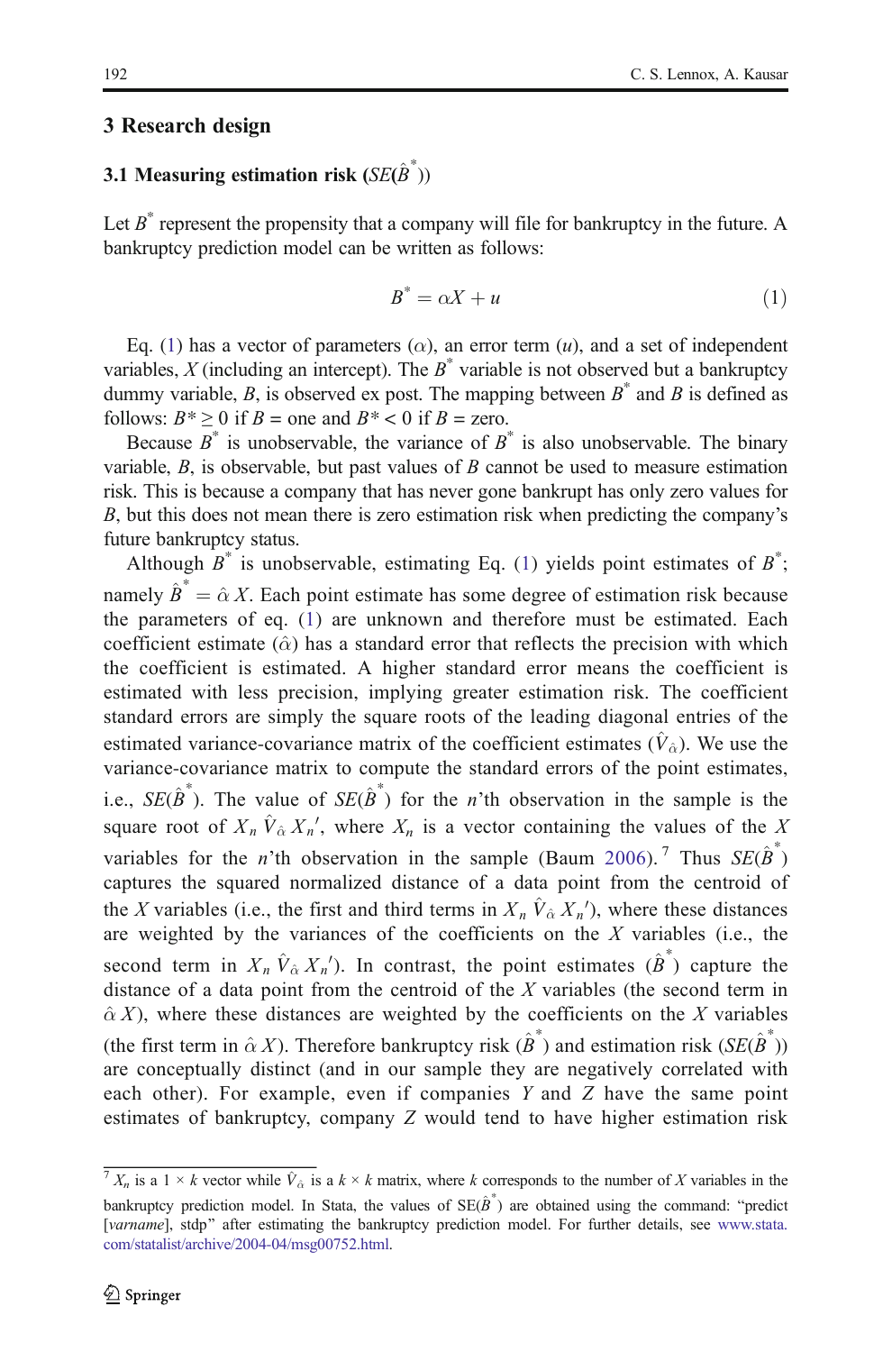## 3 Research design

### 3.1 Measuring estimation risk ($SE(\hat{B}^*)$)

Let $B^*$ represent the propensity that a company will file for bankruptcy in the future. A bankruptcy prediction model can be written as follows:

$$B^* = \alpha X + u \tag{1}$$

Eq. (1) has a vector of parameters ($\alpha$), an error term ($u$), and a set of independent variables, $X$ (including an intercept). The $B^*$ variable is not observed but a bankruptcy dummy variable, $B$, is observed ex post. The mapping between $B^*$ and $B$ is defined as follows: $B^* \geq 0$ if $B$ = one and $B^* < 0$ if $B$ = zero.

Because $B^*$ is unobservable, the variance of $B^*$ is also unobservable. The binary variable, $B$, is observable, but past values of $B$ cannot be used to measure estimation risk. This is because a company that has never gone bankrupt has only zero values for $B$, but this does not mean there is zero estimation risk when predicting the company's future bankruptcy status.

Although $B^*$ is unobservable, estimating Eq. (1) yields point estimates of $B^*$; namely $\hat{B}^* = \hat{\alpha} X$. Each point estimate has some degree of estimation risk because the parameters of eq. (1) are unknown and therefore must be estimated. Each coefficient estimate ($\hat{\alpha}$) has a standard error that reflects the precision with which the coefficient is estimated. A higher standard error means the coefficient is estimated with less precision, implying greater estimation risk. The coefficient standard errors are simply the square roots of the leading diagonal entries of the estimated variance-covariance matrix of the coefficient estimates ($\hat{V}_{\hat{\alpha}}$). We use the variance-covariance matrix to compute the standard errors of the point estimates, i.e., $SE(\hat{B}^*)$. The value of $SE(\hat{B}^*)$ for the $n$'th observation in the sample is the square root of $X_n \hat{V}_{\hat{\alpha}} X_n'$, where $X_n$ is a vector containing the values of the $X$ variables for the $n$'th observation in the sample (Baum 2006).[7] Thus $SE(\hat{B}^*)$ captures the squared normalized distance of a data point from the centroid of the $X$ variables (i.e., the first and third terms in $X_n \hat{V}_{\hat{\alpha}} X_n'$), where these distances are weighted by the variances of the coefficients on the $X$ variables (i.e., the second term in $X_n \hat{V}_{\hat{\alpha}} X_n'$). In contrast, the point estimates ($\hat{B}^*$) capture the distance of a data point from the centroid of the $X$ variables (the second term in $\hat{\alpha} X$), where these distances are weighted by the coefficients on the $X$ variables (the first term in $\hat{\alpha} X$). Therefore bankruptcy risk ($\hat{B}^*$) and estimation risk ($SE(\hat{B}^*)$) are conceptually distinct (and in our sample they are negatively correlated with each other). For example, even if companies $Y$ and $Z$ have the same point estimates of bankruptcy, company $Z$ would tend to have higher estimation risk

---

[7] $X_n$ is a $1 \times k$ vector while $\hat{V}_{\hat{\alpha}}$ is a $k \times k$ matrix, where $k$ corresponds to the number of $X$ variables in the bankruptcy prediction model. In Stata, the values of $SE(\hat{B}^*)$ are obtained using the command: "predict [*varname*], stdp" after estimating the bankruptcy prediction model. For further details, see www.stata.com/statalist/archive/2004-04/msg00752.html.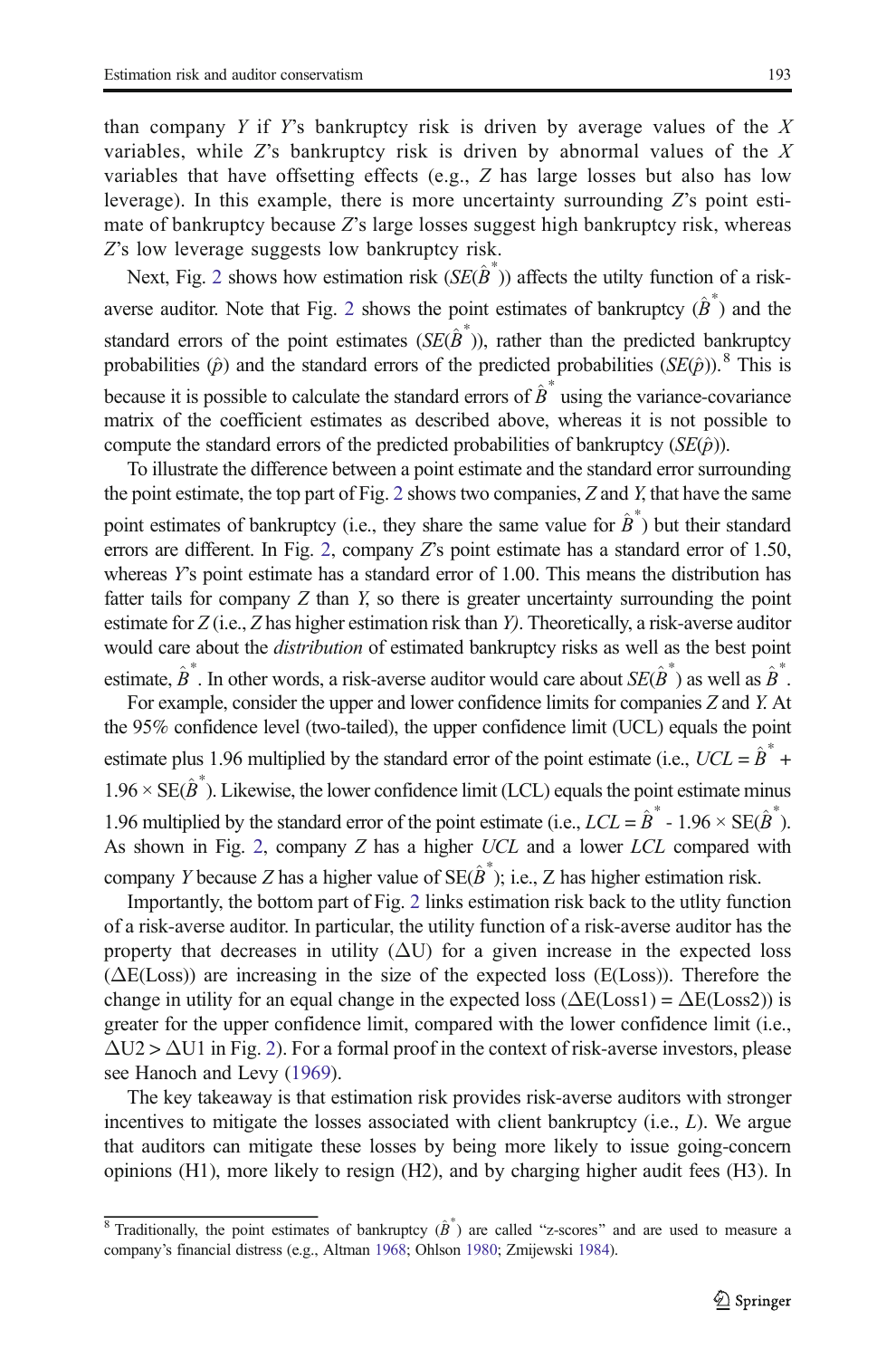than company $Y$ if $Y$'s bankruptcy risk is driven by average values of the $X$ variables, while $Z$'s bankruptcy risk is driven by abnormal values of the $X$ variables that have offsetting effects (e.g., $Z$ has large losses but also has low leverage). In this example, there is more uncertainty surrounding $Z$'s point estimate of bankruptcy because $Z$'s large losses suggest high bankruptcy risk, whereas $Z$'s low leverage suggests low bankruptcy risk.

Next, Fig. 2 shows how estimation risk ($SE(\hat{B}^*)$) affects the utilty function of a risk-averse auditor. Note that Fig. 2 shows the point estimates of bankruptcy ($\hat{B}^*$) and the standard errors of the point estimates ($SE(\hat{B}^*)$), rather than the predicted bankruptcy probabilities ($\hat{p}$) and the standard errors of the predicted probabilities ($SE(\hat{p})$).[8] This is because it is possible to calculate the standard errors of $\hat{B}^*$ using the variance-covariance matrix of the coefficient estimates as described above, whereas it is not possible to compute the standard errors of the predicted probabilities of bankruptcy ($SE(\hat{p})$).

To illustrate the difference between a point estimate and the standard error surrounding the point estimate, the top part of Fig. 2 shows two companies, $Z$ and $Y$, that have the same point estimates of bankruptcy (i.e., they share the same value for $\hat{B}^*$) but their standard errors are different. In Fig. 2, company $Z$'s point estimate has a standard error of 1.50, whereas $Y$'s point estimate has a standard error of 1.00. This means the distribution has fatter tails for company $Z$ than $Y$, so there is greater uncertainty surrounding the point estimate for $Z$ (i.e., $Z$ has higher estimation risk than $Y$). Theoretically, a risk-averse auditor would care about the *distribution* of estimated bankruptcy risks as well as the best point estimate, $\hat{B}^*$. In other words, a risk-averse auditor would care about $SE(\hat{B}^*)$ as well as $\hat{B}^*$.

For example, consider the upper and lower confidence limits for companies $Z$ and $Y$. At the 95% confidence level (two-tailed), the upper confidence limit (UCL) equals the point estimate plus 1.96 multiplied by the standard error of the point estimate (i.e., $UCL = \hat{B}^* + 1.96 \times \mathrm{SE}(\hat{B}^*)$). Likewise, the lower confidence limit (LCL) equals the point estimate minus 1.96 multiplied by the standard error of the point estimate (i.e., $LCL = \hat{B}^* - 1.96 \times \mathrm{SE}(\hat{B}^*)$. As shown in Fig. 2, company $Z$ has a higher $UCL$ and a lower $LCL$ compared with company $Y$ because $Z$ has a higher value of $\mathrm{SE}(\hat{B}^*)$; i.e., Z has higher estimation risk.

Importantly, the bottom part of Fig. 2 links estimation risk back to the utlity function of a risk-averse auditor. In particular, the utility function of a risk-averse auditor has the property that decreases in utility ($\Delta$U) for a given increase in the expected loss ($\Delta$E(Loss)) are increasing in the size of the expected loss (E(Loss)). Therefore the change in utility for an equal change in the expected loss ($\Delta$E(Loss1) = $\Delta$E(Loss2)) is greater for the upper confidence limit, compared with the lower confidence limit (i.e., $\Delta$U2 > $\Delta$U1 in Fig. 2). For a formal proof in the context of risk-averse investors, please see Hanoch and Levy (1969).

The key takeaway is that estimation risk provides risk-averse auditors with stronger incentives to mitigate the losses associated with client bankruptcy (i.e., $L$). We argue that auditors can mitigate these losses by being more likely to issue going-concern opinions (H1), more likely to resign (H2), and by charging higher audit fees (H3). In

[8] Traditionally, the point estimates of bankruptcy ($\hat{B}^*$) are called "z-scores" and are used to measure a company's financial distress (e.g., Altman 1968; Ohlson 1980; Zmijewski 1984).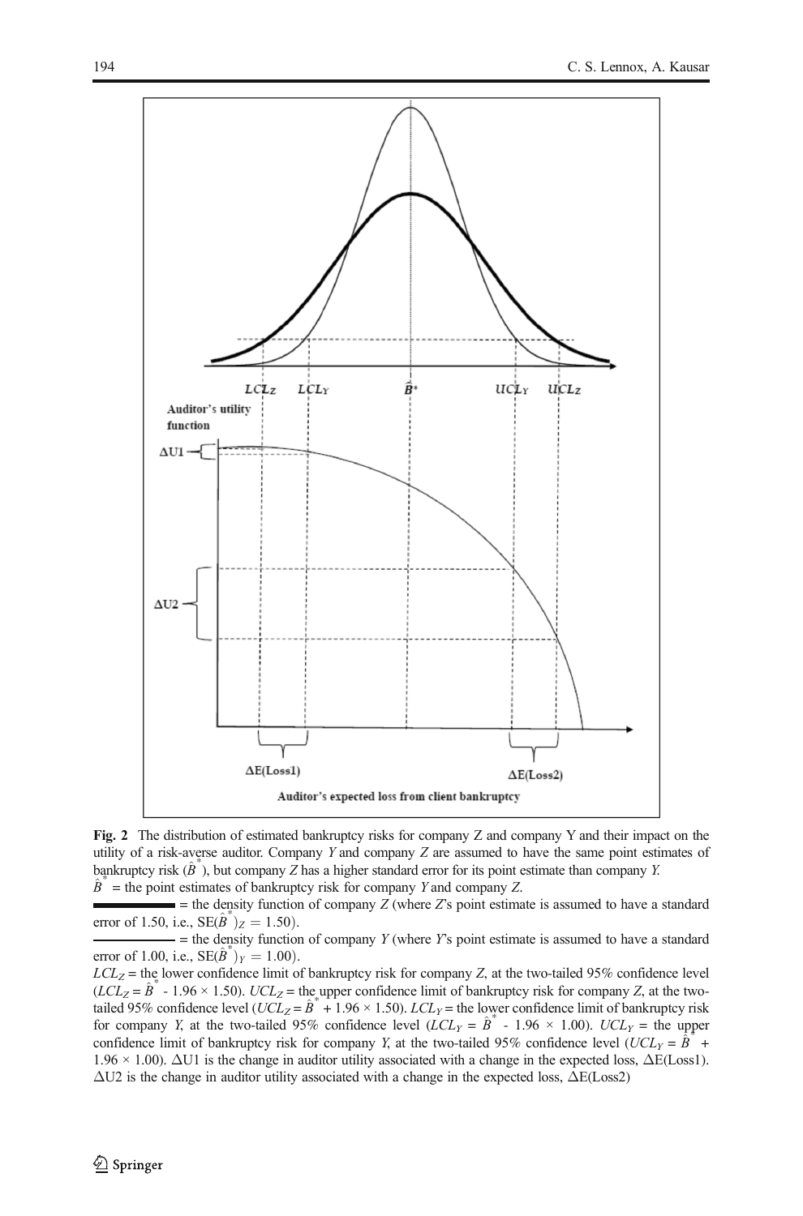**Fig. 2** The distribution of estimated bankruptcy risks for company Z and company Y and their impact on the utility of a risk-averse auditor. Company *Y* and company *Z* are assumed to have the same point estimates of bankruptcy risk ($\hat{B}^*$), but company *Z* has a higher standard error for its point estimate than company *Y*.
$\hat{B}^*$ = the point estimates of bankruptcy risk for company *Y* and company *Z*.
▬▬▬ = the density function of company *Z* (where *Z*'s point estimate is assumed to have a standard error of 1.50, i.e., $\text{SE}(\hat{B}^*)_Z = 1.50$).
——— = the density function of company *Y* (where *Y*'s point estimate is assumed to have a standard error of 1.00, i.e., $\text{SE}(\hat{B}^*)_Y = 1.00$).
$LCL_Z$ = the lower confidence limit of bankruptcy risk for company *Z*, at the two-tailed 95% confidence level ($LCL_Z = \hat{B}^* - 1.96 \times 1.50$). $UCL_Z$ = the upper confidence limit of bankruptcy risk for company *Z*, at the two-tailed 95% confidence level ($UCL_Z = \hat{B}^* + 1.96 \times 1.50$). $LCL_Y$ = the lower confidence limit of bankruptcy risk for company *Y*, at the two-tailed 95% confidence level ($LCL_Y = \hat{B}^* - 1.96 \times 1.00$). $UCL_Y$ = the upper confidence limit of bankruptcy risk for company *Y*, at the two-tailed 95% confidence level ($UCL_Y = \hat{B}^* + 1.96 \times 1.00$). $\Delta$U1 is the change in auditor utility associated with a change in the expected loss, $\Delta$E(Loss1). $\Delta$U2 is the change in auditor utility associated with a change in the expected loss, $\Delta$E(Loss2)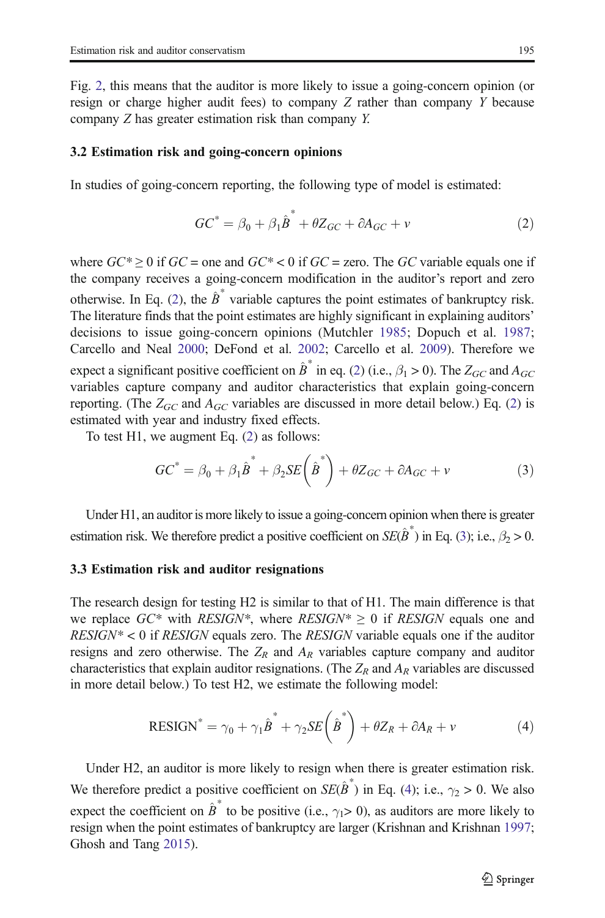Fig. 2, this means that the auditor is more likely to issue a going-concern opinion (or resign or charge higher audit fees) to company *Z* rather than company *Y* because company *Z* has greater estimation risk than company *Y*.

### 3.2 Estimation risk and going-concern opinions

In studies of going-concern reporting, the following type of model is estimated:

$$GC^{*} = \beta_0 + \beta_1 \hat{B}^{*} + \theta Z_{GC} + \partial A_{GC} + v \tag{2}$$

where $GC^* \geq 0$ if $GC$ = one and $GC^* < 0$ if $GC$ = zero. The $GC$ variable equals one if the company receives a going-concern modification in the auditor's report and zero otherwise. In Eq. (2), the $\hat{B}^{*}$ variable captures the point estimates of bankruptcy risk. The literature finds that the point estimates are highly significant in explaining auditors' decisions to issue going-concern opinions (Mutchler 1985; Dopuch et al. 1987; Carcello and Neal 2000; DeFond et al. 2002; Carcello et al. 2009). Therefore we expect a significant positive coefficient on $\hat{B}^{*}$ in eq. (2) (i.e., $\beta_1 > 0$). The $Z_{GC}$ and $A_{GC}$ variables capture company and auditor characteristics that explain going-concern reporting. (The $Z_{GC}$ and $A_{GC}$ variables are discussed in more detail below.) Eq. (2) is estimated with year and industry fixed effects.

To test H1, we augment Eq. (2) as follows:

$$GC^{*} = \beta_0 + \beta_1 \hat{B}^{*} + \beta_2 SE\left(\hat{B}^{*}\right) + \theta Z_{GC} + \partial A_{GC} + v \tag{3}$$

Under H1, an auditor is more likely to issue a going-concern opinion when there is greater estimation risk. We therefore predict a positive coefficient on $SE(\hat{B}^{*})$ in Eq. (3); i.e., $\beta_2 > 0$.

### 3.3 Estimation risk and auditor resignations

The research design for testing H2 is similar to that of H1. The main difference is that we replace $GC^*$ with $RESIGN^*$, where $RESIGN^* \geq 0$ if $RESIGN$ equals one and $RESIGN^* < 0$ if $RESIGN$ equals zero. The $RESIGN$ variable equals one if the auditor resigns and zero otherwise. The $Z_R$ and $A_R$ variables capture company and auditor characteristics that explain auditor resignations. (The $Z_R$ and $A_R$ variables are discussed in more detail below.) To test H2, we estimate the following model:

$$\text{RESIGN}^{*} = \gamma_0 + \gamma_1 \hat{B}^{*} + \gamma_2 SE\left(\hat{B}^{*}\right) + \theta Z_R + \partial A_R + v \tag{4}$$

Under H2, an auditor is more likely to resign when there is greater estimation risk. We therefore predict a positive coefficient on $SE(\hat{B}^{*})$ in Eq. (4); i.e., $\gamma_2 > 0$. We also expect the coefficient on $\hat{B}^{*}$ to be positive (i.e., $\gamma_1 > 0$), as auditors are more likely to resign when the point estimates of bankruptcy are larger (Krishnan and Krishnan 1997; Ghosh and Tang 2015).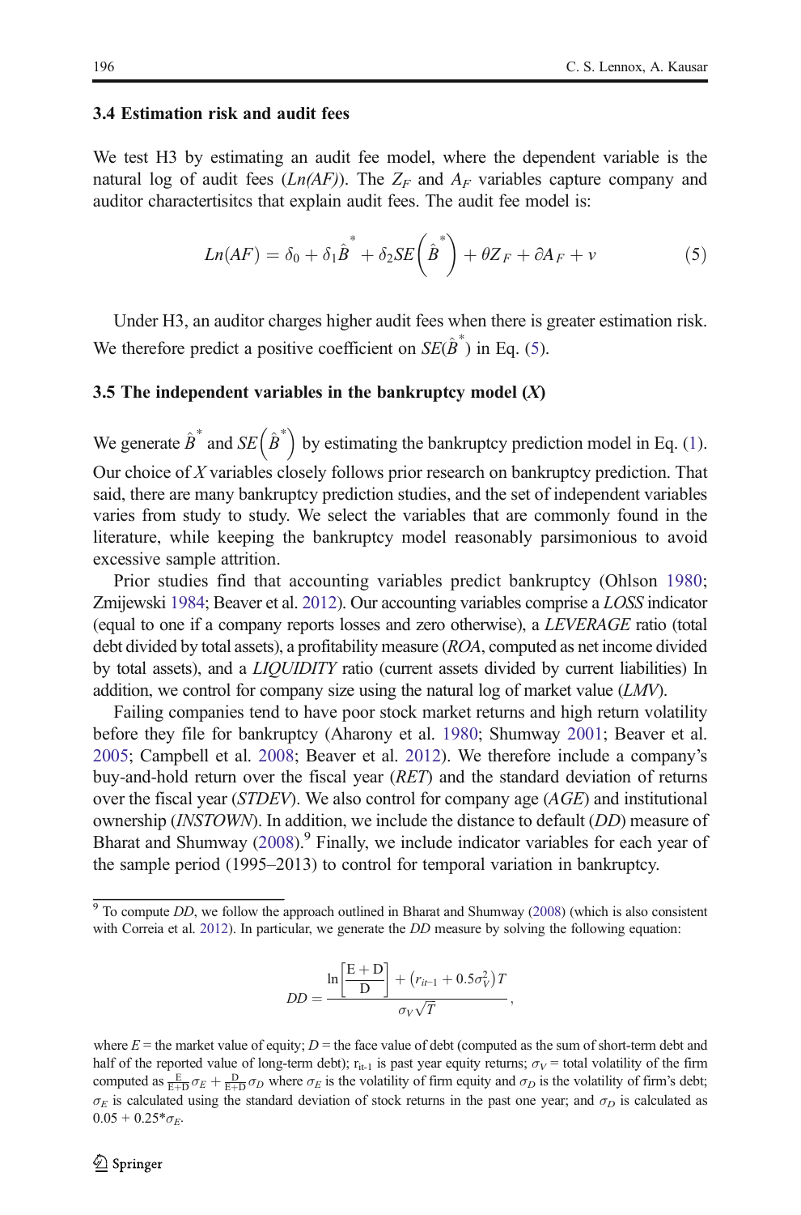### 3.4 Estimation risk and audit fees

We test H3 by estimating an audit fee model, where the dependent variable is the natural log of audit fees (*Ln(AF)*). The $Z_F$ and $A_F$ variables capture company and auditor charactertisitcs that explain audit fees. The audit fee model is:

$$Ln(AF) = \delta_0 + \delta_1 \hat{B}^* + \delta_2 SE\left(\hat{B}^*\right) + \theta Z_F + \partial A_F + v \tag{5}$$

Under H3, an auditor charges higher audit fees when there is greater estimation risk. We therefore predict a positive coefficient on $SE(\hat{B}^*)$ in Eq. (5).

### 3.5 The independent variables in the bankruptcy model (*X*)

We generate $\hat{B}^*$ and $SE\left(\hat{B}^*\right)$ by estimating the bankruptcy prediction model in Eq. (1). Our choice of *X* variables closely follows prior research on bankruptcy prediction. That said, there are many bankruptcy prediction studies, and the set of independent variables varies from study to study. We select the variables that are commonly found in the literature, while keeping the bankruptcy model reasonably parsimonious to avoid excessive sample attrition.

Prior studies find that accounting variables predict bankruptcy (Ohlson 1980; Zmijewski 1984; Beaver et al. 2012). Our accounting variables comprise a *LOSS* indicator (equal to one if a company reports losses and zero otherwise), a *LEVERAGE* ratio (total debt divided by total assets), a profitability measure (*ROA*, computed as net income divided by total assets), and a *LIQUIDITY* ratio (current assets divided by current liabilities) In addition, we control for company size using the natural log of market value (*LMV*).

Failing companies tend to have poor stock market returns and high return volatility before they file for bankruptcy (Aharony et al. 1980; Shumway 2001; Beaver et al. 2005; Campbell et al. 2008; Beaver et al. 2012). We therefore include a company's buy-and-hold return over the fiscal year (*RET*) and the standard deviation of returns over the fiscal year (*STDEV*). We also control for company age (*AGE*) and institutional ownership (*INSTOWN*). In addition, we include the distance to default (*DD*) measure of Bharat and Shumway (2008).[9] Finally, we include indicator variables for each year of the sample period (1995–2013) to control for temporal variation in bankruptcy.

---

[9] To compute *DD*, we follow the approach outlined in Bharat and Shumway (2008) (which is also consistent with Correia et al. 2012). In particular, we generate the *DD* measure by solving the following equation:

$$DD = \frac{\ln\left[\frac{E+D}{D}\right] + \left(r_{it-1} + 0.5\sigma_V^2\right)T}{\sigma_V\sqrt{T}},$$

where $E$ = the market value of equity; $D$ = the face value of debt (computed as the sum of short-term debt and half of the reported value of long-term debt); $r_{it\text{-}1}$ is past year equity returns; $\sigma_V$ = total volatility of the firm computed as $\frac{E}{E+D}\sigma_E + \frac{D}{E+D}\sigma_D$ where $\sigma_E$ is the volatility of firm equity and $\sigma_D$ is the volatility of firm's debt; $\sigma_E$ is calculated using the standard deviation of stock returns in the past one year; and $\sigma_D$ is calculated as $0.05 + 0.25{*}\sigma_E$.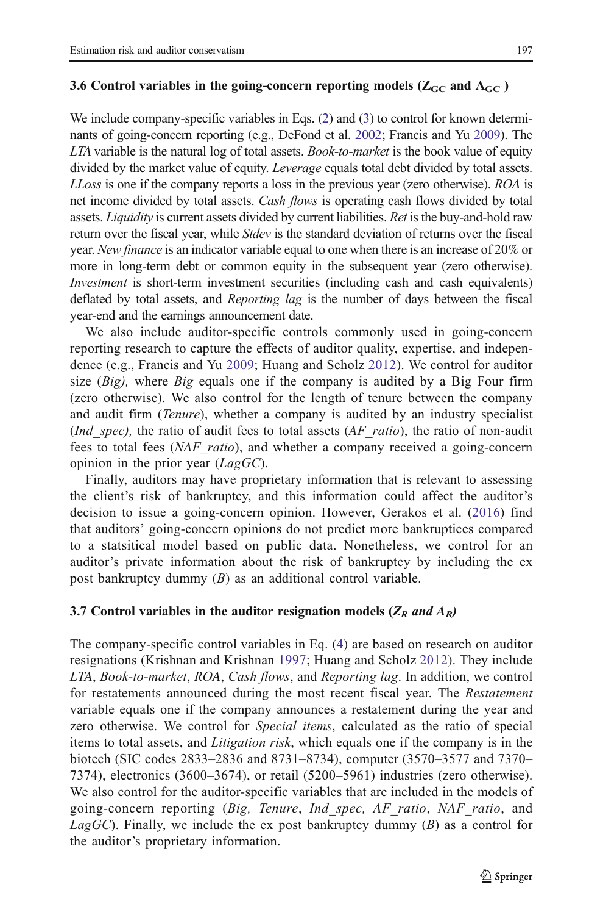### 3.6 Control variables in the going-concern reporting models ($Z_{GC}$ and $A_{GC}$ )

We include company-specific variables in Eqs. (2) and (3) to control for known determinants of going-concern reporting (e.g., DeFond et al. 2002; Francis and Yu 2009). The *LTA* variable is the natural log of total assets. *Book-to-market* is the book value of equity divided by the market value of equity. *Leverage* equals total debt divided by total assets. *LLoss* is one if the company reports a loss in the previous year (zero otherwise). *ROA* is net income divided by total assets. *Cash flows* is operating cash flows divided by total assets. *Liquidity* is current assets divided by current liabilities. *Ret* is the buy-and-hold raw return over the fiscal year, while *Stdev* is the standard deviation of returns over the fiscal year. *New finance* is an indicator variable equal to one when there is an increase of 20% or more in long-term debt or common equity in the subsequent year (zero otherwise). *Investment* is short-term investment securities (including cash and cash equivalents) deflated by total assets, and *Reporting lag* is the number of days between the fiscal year-end and the earnings announcement date.

We also include auditor-specific controls commonly used in going-concern reporting research to capture the effects of auditor quality, expertise, and independence (e.g., Francis and Yu 2009; Huang and Scholz 2012). We control for auditor size (*Big),* where *Big* equals one if the company is audited by a Big Four firm (zero otherwise). We also control for the length of tenure between the company and audit firm (*Tenure*), whether a company is audited by an industry specialist (*Ind_spec),* the ratio of audit fees to total assets (*AF_ratio*), the ratio of non-audit fees to total fees (*NAF_ratio*), and whether a company received a going-concern opinion in the prior year (*LagGC*).

Finally, auditors may have proprietary information that is relevant to assessing the client's risk of bankruptcy, and this information could affect the auditor's decision to issue a going-concern opinion. However, Gerakos et al. (2016) find that auditors' going-concern opinions do not predict more bankruptcies compared to a statsitical model based on public data. Nonetheless, we control for an auditor's private information about the risk of bankruptcy by including the ex post bankruptcy dummy (*B*) as an additional control variable.

### 3.7 Control variables in the auditor resignation models ($Z_R$ *and* $A_R$)

The company-specific control variables in Eq. (4) are based on research on auditor resignations (Krishnan and Krishnan 1997; Huang and Scholz 2012). They include *LTA*, *Book-to-market*, *ROA*, *Cash flows*, and *Reporting lag*. In addition, we control for restatements announced during the most recent fiscal year. The *Restatement* variable equals one if the company announces a restatement during the year and zero otherwise. We control for *Special items*, calculated as the ratio of special items to total assets, and *Litigation risk*, which equals one if the company is in the biotech (SIC codes 2833–2836 and 8731–8734), computer (3570–3577 and 7370–7374), electronics (3600–3674), or retail (5200–5961) industries (zero otherwise). We also control for the auditor-specific variables that are included in the models of going-concern reporting (*Big, Tenure*, *Ind_spec, AF_ratio*, *NAF_ratio*, and *LagGC*). Finally, we include the ex post bankruptcy dummy (*B*) as a control for the auditor's proprietary information.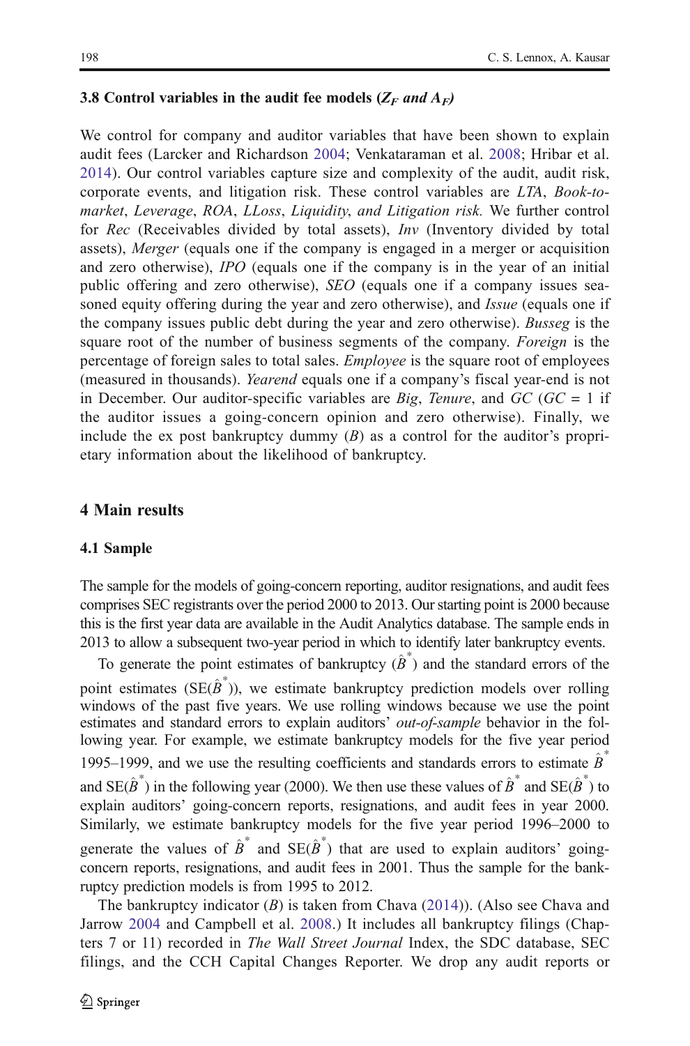### 3.8 Control variables in the audit fee models ($Z_F$ and $A_F$)

We control for company and auditor variables that have been shown to explain audit fees (Larcker and Richardson 2004; Venkataraman et al. 2008; Hribar et al. 2014). Our control variables capture size and complexity of the audit, audit risk, corporate events, and litigation risk. These control variables are *LTA*, *Book-to-market*, *Leverage*, *ROA*, *LLoss*, *Liquidity*, *and Litigation risk.* We further control for *Rec* (Receivables divided by total assets), *Inv* (Inventory divided by total assets), *Merger* (equals one if the company is engaged in a merger or acquisition and zero otherwise), *IPO* (equals one if the company is in the year of an initial public offering and zero otherwise), *SEO* (equals one if a company issues seasoned equity offering during the year and zero otherwise), and *Issue* (equals one if the company issues public debt during the year and zero otherwise). *Busseg* is the square root of the number of business segments of the company. *Foreign* is the percentage of foreign sales to total sales. *Employee* is the square root of employees (measured in thousands). *Yearend* equals one if a company's fiscal year-end is not in December. Our auditor-specific variables are *Big*, *Tenure*, and *GC* (*GC* = 1 if the auditor issues a going-concern opinion and zero otherwise). Finally, we include the ex post bankruptcy dummy (*B*) as a control for the auditor's proprietary information about the likelihood of bankruptcy.

## 4 Main results

### 4.1 Sample

The sample for the models of going-concern reporting, auditor resignations, and audit fees comprises SEC registrants over the period 2000 to 2013. Our starting point is 2000 because this is the first year data are available in the Audit Analytics database. The sample ends in 2013 to allow a subsequent two-year period in which to identify later bankruptcy events.

To generate the point estimates of bankruptcy ($\hat{B}^*$) and the standard errors of the point estimates (SE($\hat{B}^*$)), we estimate bankruptcy prediction models over rolling windows of the past five years. We use rolling windows because we use the point estimates and standard errors to explain auditors' *out-of-sample* behavior in the following year. For example, we estimate bankruptcy models for the five year period 1995–1999, and we use the resulting coefficients and standards errors to estimate $\hat{B}^*$ and SE($\hat{B}^*$) in the following year (2000). We then use these values of $\hat{B}^*$ and SE($\hat{B}^*$) to explain auditors' going-concern reports, resignations, and audit fees in year 2000. Similarly, we estimate bankruptcy models for the five year period 1996–2000 to generate the values of $\hat{B}^*$ and SE($\hat{B}^*$) that are used to explain auditors' going-concern reports, resignations, and audit fees in 2001. Thus the sample for the bankruptcy prediction models is from 1995 to 2012.

The bankruptcy indicator (*B*) is taken from Chava (2014)). (Also see Chava and Jarrow 2004 and Campbell et al. 2008.) It includes all bankruptcy filings (Chapters 7 or 11) recorded in *The Wall Street Journal* Index, the SDC database, SEC filings, and the CCH Capital Changes Reporter. We drop any audit reports or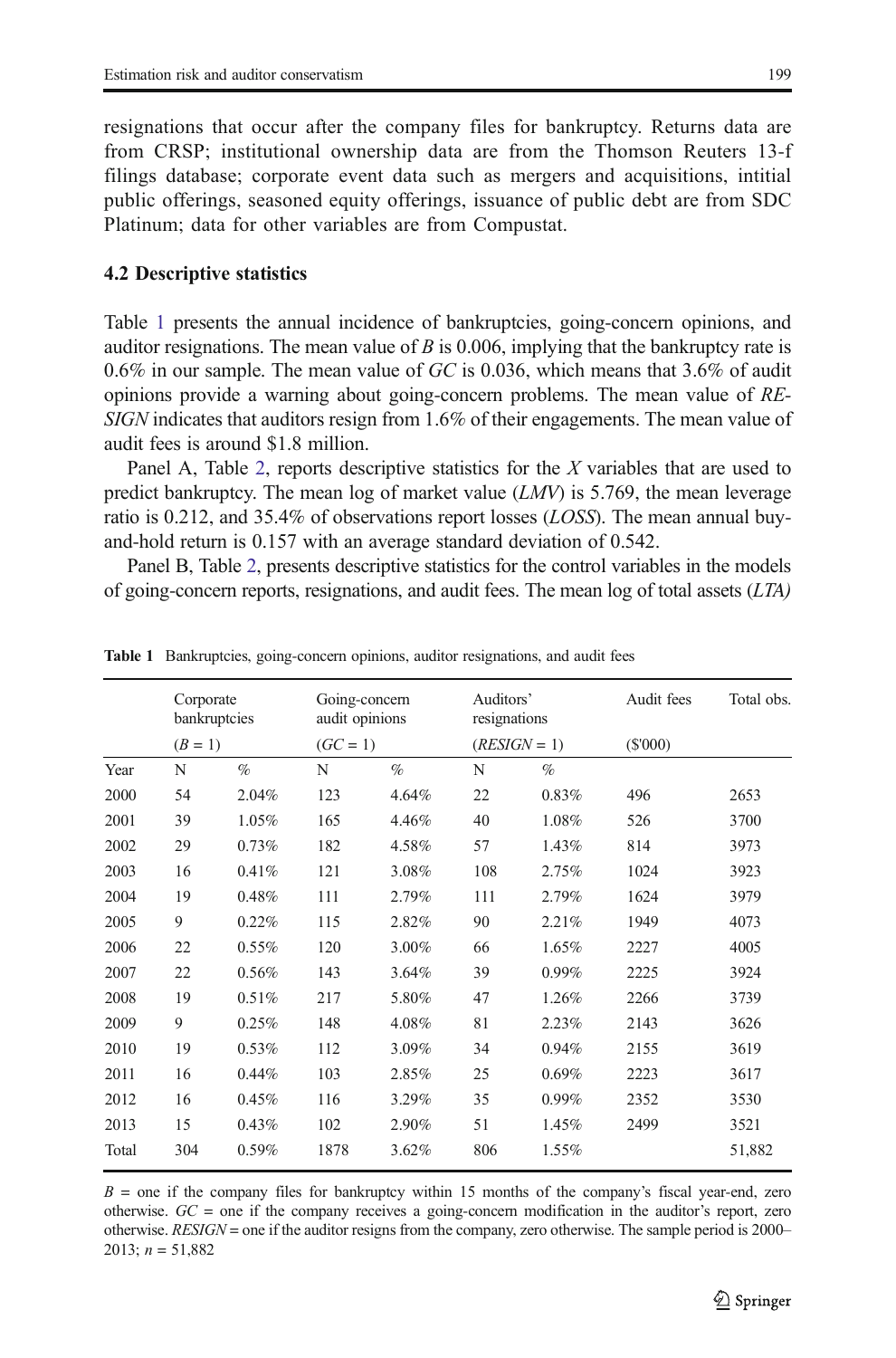resignations that occur after the company files for bankruptcy. Returns data are from CRSP; institutional ownership data are from the Thomson Reuters 13-f filings database; corporate event data such as mergers and acquisitions, intitial public offerings, seasoned equity offerings, issuance of public debt are from SDC Platinum; data for other variables are from Compustat.

### 4.2 Descriptive statistics

Table 1 presents the annual incidence of bankruptcies, going-concern opinions, and auditor resignations. The mean value of *B* is 0.006, implying that the bankruptcy rate is 0.6% in our sample. The mean value of *GC* is 0.036, which means that 3.6% of audit opinions provide a warning about going-concern problems. The mean value of *RESIGN* indicates that auditors resign from 1.6% of their engagements. The mean value of audit fees is around \$1.8 million.

Panel A, Table 2, reports descriptive statistics for the *X* variables that are used to predict bankruptcy. The mean log of market value (*LMV*) is 5.769, the mean leverage ratio is 0.212, and 35.4% of observations report losses (*LOSS*). The mean annual buy-and-hold return is 0.157 with an average standard deviation of 0.542.

Panel B, Table 2, presents descriptive statistics for the control variables in the models of going-concern reports, resignations, and audit fees. The mean log of total assets (*LTA)*

**Table 1** Bankruptcies, going-concern opinions, auditor resignations, and audit fees

| | Corporate bankruptcies | | Going-concern audit opinions | | Auditors' resignations | | Audit fees | Total obs. |
|---|---|---|---|---|---|---|---|---|
| | ($B$ = 1) | | ($GC$ = 1) | | ($RESIGN$ = 1) | | (\$'000) | |
| Year | N | % | N | % | N | % | | |
| 2000 | 54 | 2.04% | 123 | 4.64% | 22 | 0.83% | 496 | 2653 |
| 2001 | 39 | 1.05% | 165 | 4.46% | 40 | 1.08% | 526 | 3700 |
| 2002 | 29 | 0.73% | 182 | 4.58% | 57 | 1.43% | 814 | 3973 |
| 2003 | 16 | 0.41% | 121 | 3.08% | 108 | 2.75% | 1024 | 3923 |
| 2004 | 19 | 0.48% | 111 | 2.79% | 111 | 2.79% | 1624 | 3979 |
| 2005 | 9 | 0.22% | 115 | 2.82% | 90 | 2.21% | 1949 | 4073 |
| 2006 | 22 | 0.55% | 120 | 3.00% | 66 | 1.65% | 2227 | 4005 |
| 2007 | 22 | 0.56% | 143 | 3.64% | 39 | 0.99% | 2225 | 3924 |
| 2008 | 19 | 0.51% | 217 | 5.80% | 47 | 1.26% | 2266 | 3739 |
| 2009 | 9 | 0.25% | 148 | 4.08% | 81 | 2.23% | 2143 | 3626 |
| 2010 | 19 | 0.53% | 112 | 3.09% | 34 | 0.94% | 2155 | 3619 |
| 2011 | 16 | 0.44% | 103 | 2.85% | 25 | 0.69% | 2223 | 3617 |
| 2012 | 16 | 0.45% | 116 | 3.29% | 35 | 0.99% | 2352 | 3530 |
| 2013 | 15 | 0.43% | 102 | 2.90% | 51 | 1.45% | 2499 | 3521 |
| Total | 304 | 0.59% | 1878 | 3.62% | 806 | 1.55% | | 51,882 |

$B$ = one if the company files for bankruptcy within 15 months of the company's fiscal year-end, zero otherwise. $GC$ = one if the company receives a going-concern modification in the auditor's report, zero otherwise. $RESIGN$ = one if the auditor resigns from the company, zero otherwise. The sample period is 2000–2013; $n$ = 51,882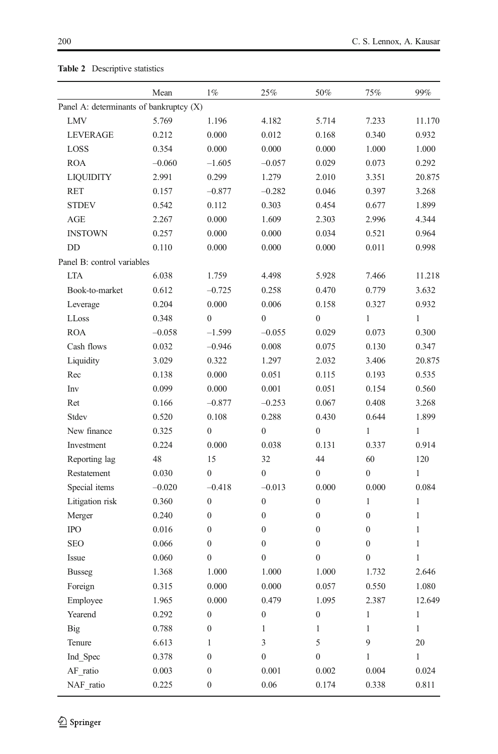**Table 2** Descriptive statistics

| | Mean | 1% | 25% | 50% | 75% | 99% |
|---|---|---|---|---|---|---|
| Panel A: determinants of bankruptcy (X) | | | | | | |
| LMV | 5.769 | 1.196 | 4.182 | 5.714 | 7.233 | 11.170 |
| LEVERAGE | 0.212 | 0.000 | 0.012 | 0.168 | 0.340 | 0.932 |
| LOSS | 0.354 | 0.000 | 0.000 | 0.000 | 1.000 | 1.000 |
| ROA | –0.060 | –1.605 | –0.057 | 0.029 | 0.073 | 0.292 |
| LIQUIDITY | 2.991 | 0.299 | 1.279 | 2.010 | 3.351 | 20.875 |
| RET | 0.157 | –0.877 | –0.282 | 0.046 | 0.397 | 3.268 |
| STDEV | 0.542 | 0.112 | 0.303 | 0.454 | 0.677 | 1.899 |
| AGE | 2.267 | 0.000 | 1.609 | 2.303 | 2.996 | 4.344 |
| INSTOWN | 0.257 | 0.000 | 0.000 | 0.034 | 0.521 | 0.964 |
| DD | 0.110 | 0.000 | 0.000 | 0.000 | 0.011 | 0.998 |
| Panel B: control variables | | | | | | |
| LTA | 6.038 | 1.759 | 4.498 | 5.928 | 7.466 | 11.218 |
| Book-to-market | 0.612 | –0.725 | 0.258 | 0.470 | 0.779 | 3.632 |
| Leverage | 0.204 | 0.000 | 0.006 | 0.158 | 0.327 | 0.932 |
| LLoss | 0.348 | 0 | 0 | 0 | 1 | 1 |
| ROA | –0.058 | –1.599 | –0.055 | 0.029 | 0.073 | 0.300 |
| Cash flows | 0.032 | –0.946 | 0.008 | 0.075 | 0.130 | 0.347 |
| Liquidity | 3.029 | 0.322 | 1.297 | 2.032 | 3.406 | 20.875 |
| Rec | 0.138 | 0.000 | 0.051 | 0.115 | 0.193 | 0.535 |
| Inv | 0.099 | 0.000 | 0.001 | 0.051 | 0.154 | 0.560 |
| Ret | 0.166 | –0.877 | –0.253 | 0.067 | 0.408 | 3.268 |
| Stdev | 0.520 | 0.108 | 0.288 | 0.430 | 0.644 | 1.899 |
| New finance | 0.325 | 0 | 0 | 0 | 1 | 1 |
| Investment | 0.224 | 0.000 | 0.038 | 0.131 | 0.337 | 0.914 |
| Reporting lag | 48 | 15 | 32 | 44 | 60 | 120 |
| Restatement | 0.030 | 0 | 0 | 0 | 0 | 1 |
| Special items | –0.020 | –0.418 | –0.013 | 0.000 | 0.000 | 0.084 |
| Litigation risk | 0.360 | 0 | 0 | 0 | 1 | 1 |
| Merger | 0.240 | 0 | 0 | 0 | 0 | 1 |
| IPO | 0.016 | 0 | 0 | 0 | 0 | 1 |
| SEO | 0.066 | 0 | 0 | 0 | 0 | 1 |
| Issue | 0.060 | 0 | 0 | 0 | 0 | 1 |
| Busseg | 1.368 | 1.000 | 1.000 | 1.000 | 1.732 | 2.646 |
| Foreign | 0.315 | 0.000 | 0.000 | 0.057 | 0.550 | 1.080 |
| Employee | 1.965 | 0.000 | 0.479 | 1.095 | 2.387 | 12.649 |
| Yearend | 0.292 | 0 | 0 | 0 | 1 | 1 |
| Big | 0.788 | 0 | 1 | 1 | 1 | 1 |
| Tenure | 6.613 | 1 | 3 | 5 | 9 | 20 |
| Ind_Spec | 0.378 | 0 | 0 | 0 | 1 | 1 |
| AF_ratio | 0.003 | 0 | 0.001 | 0.002 | 0.004 | 0.024 |
| NAF_ratio | 0.225 | 0 | 0.06 | 0.174 | 0.338 | 0.811 |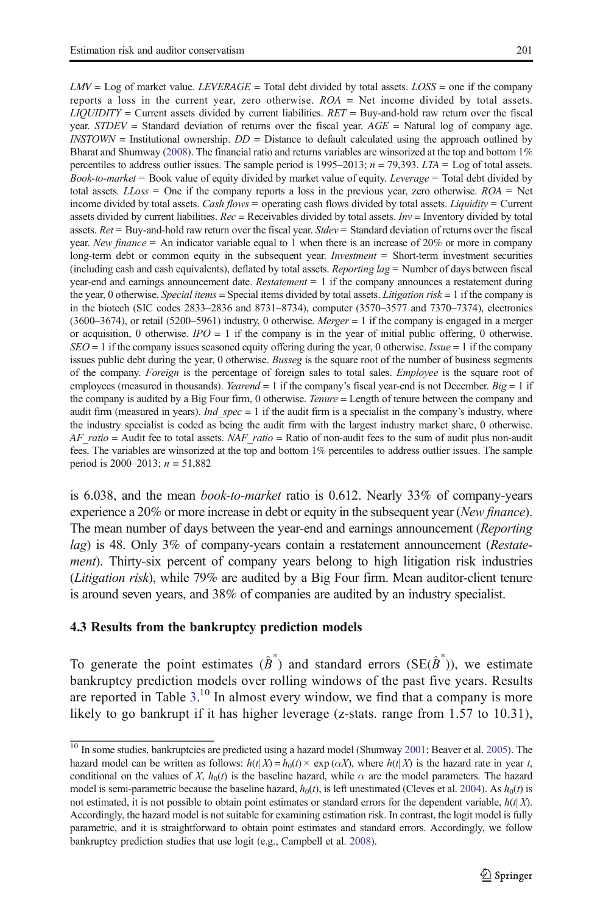*LMV* = Log of market value. *LEVERAGE* = Total debt divided by total assets. *LOSS* = one if the company reports a loss in the current year, zero otherwise. *ROA* = Net income divided by total assets. *LIQUIDITY* = Current assets divided by current liabilities. *RET* = Buy-and-hold raw return over the fiscal year. *STDEV* = Standard deviation of returns over the fiscal year. *AGE* = Natural log of company age. *INSTOWN* = Institutional ownership. *DD* = Distance to default calculated using the approach outlined by Bharat and Shumway (2008). The financial ratio and returns variables are winsorized at the top and bottom 1% percentiles to address outlier issues. The sample period is 1995–2013; $n$ = 79,393. *LTA* = Log of total assets. *Book-to-market* = Book value of equity divided by market value of equity. *Leverage* = Total debt divided by total assets. *LLoss* = One if the company reports a loss in the previous year, zero otherwise. *ROA* = Net income divided by total assets. *Cash flows* = operating cash flows divided by total assets. *Liquidity* = Current assets divided by current liabilities. *Rec* = Receivables divided by total assets. *Inv* = Inventory divided by total assets. *Ret* = Buy-and-hold raw return over the fiscal year. *Stdev* = Standard deviation of returns over the fiscal year. *New finance* = An indicator variable equal to 1 when there is an increase of 20% or more in company long-term debt or common equity in the subsequent year. *Investment* = Short-term investment securities (including cash and cash equivalents), deflated by total assets. *Reporting lag* = Number of days between fiscal year-end and earnings announcement date. *Restatement* = 1 if the company announces a restatement during the year, 0 otherwise. *Special items* = Special items divided by total assets. *Litigation risk* = 1 if the company is in the biotech (SIC codes 2833–2836 and 8731–8734), computer (3570–3577 and 7370–7374), electronics (3600–3674), or retail (5200–5961) industry, 0 otherwise. *Merger* = 1 if the company is engaged in a merger or acquisition, 0 otherwise. *IPO* = 1 if the company is in the year of initial public offering, 0 otherwise. *SEO* = 1 if the company issues seasoned equity offering during the year, 0 otherwise. *Issue* = 1 if the company issues public debt during the year, 0 otherwise. *Busseg* is the square root of the number of business segments of the company. *Foreign* is the percentage of foreign sales to total sales. *Employee* is the square root of employees (measured in thousands). *Yearend* = 1 if the company's fiscal year-end is not December. *Big* = 1 if the company is audited by a Big Four firm, 0 otherwise. *Tenure* = Length of tenure between the company and audit firm (measured in years). *Ind_spec* = 1 if the audit firm is a specialist in the company's industry, where the industry specialist is coded as being the audit firm with the largest industry market share, 0 otherwise. *AF_ratio* = Audit fee to total assets. *NAF_ratio* = Ratio of non-audit fees to the sum of audit plus non-audit fees. The variables are winsorized at the top and bottom 1% percentiles to address outlier issues. The sample period is 2000–2013; $n$ = 51,882

is 6.038, and the mean *book-to-market* ratio is 0.612. Nearly 33% of company-years experience a 20% or more increase in debt or equity in the subsequent year (*New finance*). The mean number of days between the year-end and earnings announcement (*Reporting lag*) is 48. Only 3% of company-years contain a restatement announcement (*Restatement*). Thirty-six percent of company years belong to high litigation risk industries (*Litigation risk*), while 79% are audited by a Big Four firm. Mean auditor-client tenure is around seven years, and 38% of companies are audited by an industry specialist.

### 4.3 Results from the bankruptcy prediction models

To generate the point estimates ($\hat{B}^*$) and standard errors ($\mathrm{SE}(\hat{B}^*)$), we estimate bankruptcy prediction models over rolling windows of the past five years. Results are reported in Table 3.[10] In almost every window, we find that a company is more likely to go bankrupt if it has higher leverage (z-stats. range from 1.57 to 10.31),

[10] In some studies, bankruptcies are predicted using a hazard model (Shumway 2001; Beaver et al. 2005). The hazard model can be written as follows: $h(t|X) = h_0(t) \times \exp(\alpha X)$, where $h(t|X)$ is the hazard rate in year $t$, conditional on the values of $X$, $h_0(t)$ is the baseline hazard, while $\alpha$ are the model parameters. The hazard model is semi-parametric because the baseline hazard, $h_0(t)$, is left unestimated (Cleves et al. 2004). As $h_0(t)$ is not estimated, it is not possible to obtain point estimates or standard errors for the dependent variable, $h(t|X)$. Accordingly, the hazard model is not suitable for examining estimation risk. In contrast, the logit model is fully parametric, and it is straightforward to obtain point estimates and standard errors. Accordingly, we follow bankruptcy prediction studies that use logit (e.g., Campbell et al. 2008).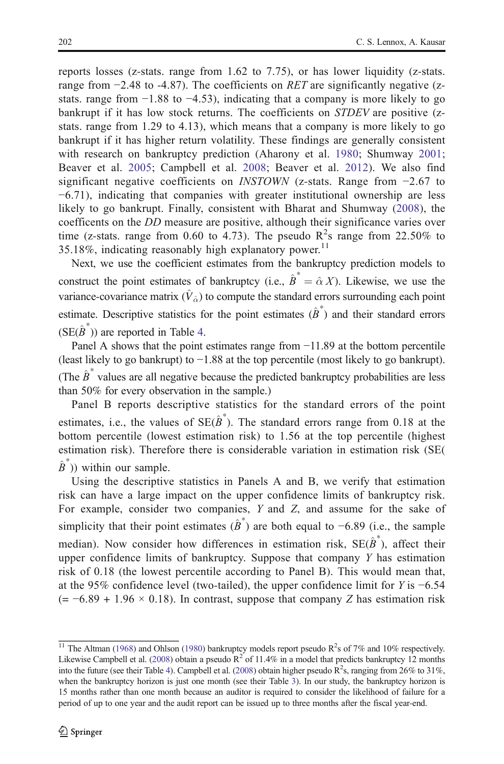reports losses (z-stats. range from 1.62 to 7.75), or has lower liquidity (z-stats. range from −2.48 to -4.87). The coefficients on *RET* are significantly negative (z-stats. range from −1.88 to −4.53), indicating that a company is more likely to go bankrupt if it has low stock returns. The coefficients on *STDEV* are positive (z-stats. range from 1.29 to 4.13), which means that a company is more likely to go bankrupt if it has higher return volatility. These findings are generally consistent with research on bankruptcy prediction (Aharony et al. 1980; Shumway 2001; Beaver et al. 2005; Campbell et al. 2008; Beaver et al. 2012). We also find significant negative coefficients on *INSTOWN* (z-stats. Range from −2.67 to −6.71), indicating that companies with greater institutional ownership are less likely to go bankrupt. Finally, consistent with Bharat and Shumway (2008), the coefficents on the *DD* measure are positive, although their significance varies over time (z-stats. range from 0.60 to 4.73). The pseudo $R^2$s range from 22.50% to 35.18%, indicating reasonably high explanatory power.[11]

Next, we use the coefficient estimates from the bankruptcy prediction models to construct the point estimates of bankruptcy (i.e., $\hat{B}^* = \hat{\alpha} X$). Likewise, we use the variance-covariance matrix ($\hat{V}_{\hat{\alpha}}$) to compute the standard errors surrounding each point estimate. Descriptive statistics for the point estimates ($\hat{B}^*$) and their standard errors ($\mathrm{SE}(\hat{B}^*)$) are reported in Table 4.

Panel A shows that the point estimates range from −11.89 at the bottom percentile (least likely to go bankrupt) to −1.88 at the top percentile (most likely to go bankrupt). (The $\hat{B}^*$ values are all negative because the predicted bankruptcy probabilities are less than 50% for every observation in the sample.)

Panel B reports descriptive statistics for the standard errors of the point estimates, i.e., the values of $\mathrm{SE}(\hat{B}^*)$. The standard errors range from 0.18 at the bottom percentile (lowest estimation risk) to 1.56 at the top percentile (highest estimation risk). Therefore there is considerable variation in estimation risk ($\mathrm{SE}(\hat{B}^*)$) within our sample.

Using the descriptive statistics in Panels A and B, we verify that estimation risk can have a large impact on the upper confidence limits of bankruptcy risk. For example, consider two companies, *Y* and *Z*, and assume for the sake of simplicity that their point estimates ($\hat{B}^*$) are both equal to −6.89 (i.e., the sample median). Now consider how differences in estimation risk, $\mathrm{SE}(\hat{B}^*)$, affect their upper confidence limits of bankruptcy. Suppose that company *Y* has estimation risk of 0.18 (the lowest percentile according to Panel B). This would mean that, at the 95% confidence level (two-tailed), the upper confidence limit for *Y* is −6.54 (= −6.89 + 1.96 × 0.18). In contrast, suppose that company *Z* has estimation risk

[11] The Altman (1968) and Ohlson (1980) bankruptcy models report pseudo $R^2$s of 7% and 10% respectively. Likewise Campbell et al. (2008) obtain a pseudo $R^2$ of 11.4% in a model that predicts bankruptcy 12 months into the future (see their Table 4). Campbell et al. (2008) obtain higher pseudo $R^2$s, ranging from 26% to 31%, when the bankruptcy horizon is just one month (see their Table 3). In our study, the bankruptcy horizon is 15 months rather than one month because an auditor is required to consider the likelihood of failure for a period of up to one year and the audit report can be issued up to three months after the fiscal year-end.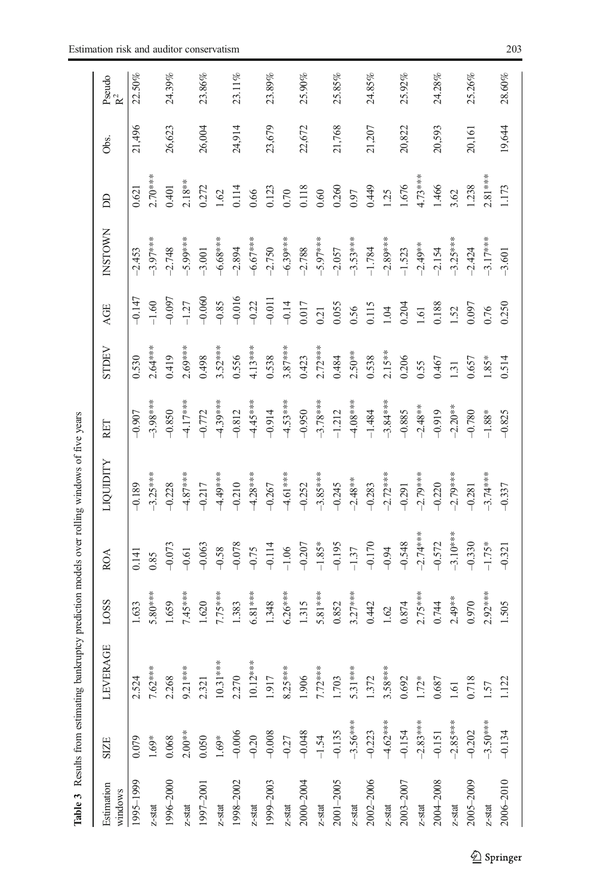**Table 3** Results from estimating bankruptcy prediction models over rolling windows of five years

| Estimation windows | SIZE | LEVERAGE | LOSS | ROA | LIQUIDITY | RET | STDEV | AGE | INSTOWN | DD | Obs. | Pseudo $R^2$ |
|---|---|---|---|---|---|---|---|---|---|---|---|---|
| 1995–1999 | 0.079 | 2.524 | 1.633 | 0.141 | −0.189 | −0.907 | 0.530 | −0.147 | −2.453 | 0.621 | 21,496 | 22.50% |
| z-stat | 1.69* | 7.62*** | 5.80*** | 0.85 | −3.25*** | −3.98*** | 2.64*** | −1.60 | −3.97*** | 2.70*** | | |
| 1996–2000 | 0.068 | 2.268 | 1.659 | −0.073 | −0.228 | −0.850 | 0.419 | −0.097 | −2.748 | 0.401 | 26,623 | 24.39% |
| z-stat | 2.00** | 9.21*** | 7.45*** | −0.61 | −4.87*** | −4.17*** | 2.69*** | −1.27 | −5.99*** | 2.18** | | |
| 1997–2001 | 0.050 | 2.321 | 1.620 | −0.063 | −0.217 | −0.772 | 0.498 | −0.060 | −3.001 | 0.272 | 26,004 | 23.86% |
| z-stat | 1.69* | 10.31*** | 7.75*** | −0.58 | −4.49*** | −4.39*** | 3.52*** | −0.85 | −6.68*** | 1.62 | | |
| 1998–2002 | −0.006 | 2.270 | 1.383 | −0.078 | −0.210 | −0.812 | 0.556 | −0.016 | −2.894 | 0.114 | 24,914 | 23.11% |
| z-stat | −0.20 | 10.12*** | 6.81*** | −0.75 | −4.28*** | −4.45*** | 4.13*** | −0.22 | −6.67*** | 0.66 | | |
| 1999–2003 | −0.008 | 1.917 | 1.348 | −0.114 | −0.267 | −0.914 | 0.538 | −0.011 | −2.750 | 0.123 | 23,679 | 23.89% |
| z-stat | −0.27 | 8.25*** | 6.26*** | −1.06 | −4.61*** | −4.53*** | 3.87*** | −0.14 | −6.39*** | 0.70 | | |
| 2000–2004 | −0.048 | 1.906 | 1.315 | −0.207 | −0.252 | −0.950 | 0.423 | 0.017 | −2.788 | 0.118 | 22,672 | 25.90% |
| z-stat | −1.54 | 7.72*** | 5.81*** | −1.85* | −3.85*** | −3.78*** | 2.72*** | 0.21 | −5.97*** | 0.60 | | |
| 2001–2005 | −0.135 | 1.703 | 0.852 | −0.195 | −0.245 | −1.212 | 0.484 | 0.055 | −2.057 | 0.260 | 21,768 | 25.85% |
| z-stat | −3.56*** | 5.31*** | 3.27*** | −1.37 | −2.48** | −4.08*** | 2.50** | 0.56 | −3.53*** | 0.97 | | |
| 2002–2006 | −0.223 | 1.372 | 0.442 | −0.170 | −0.283 | −1.484 | 0.538 | 0.115 | −1.784 | 0.449 | 21,207 | 24.85% |
| z-stat | −4.62*** | 3.58*** | 1.62 | −0.94 | −2.72*** | −3.84*** | 2.15** | 1.04 | −2.89*** | 1.25 | | |
| 2003–2007 | −0.154 | 0.692 | 0.874 | −0.548 | −0.291 | −0.885 | 0.206 | 0.204 | −1.523 | 1.676 | 20,822 | 25.92% |
| z-stat | −2.83*** | 1.72* | 2.75*** | −2.74*** | −2.79*** | −2.48** | 0.55 | 1.61 | −2.49** | 4.73*** | | |
| 2004–2008 | −0.151 | 0.687 | 0.744 | −0.572 | −0.220 | −0.919 | 0.467 | 0.188 | −2.154 | 1.466 | 20,593 | 24.28% |
| z-stat | −2.85*** | 1.61 | 2.49** | −3.10*** | −2.79*** | −2.20** | 1.31 | 1.52 | −3.25*** | 3.62 | | |
| 2005–2009 | −0.202 | 0.718 | 0.970 | −0.330 | −0.281 | −0.780 | 0.657 | 0.097 | −2.424 | 1.238 | 20,161 | 25.26% |
| z-stat | −3.50*** | 1.57 | 2.92*** | −1.75* | −3.74*** | −1.88* | 1.85* | 0.76 | −3.17*** | 2.81*** | | |
| 2006–2010 | −0.134 | 1.122 | 1.505 | −0.321 | −0.337 | −0.825 | 0.514 | 0.250 | −3.601 | 1.173 | 19,644 | 28.60% |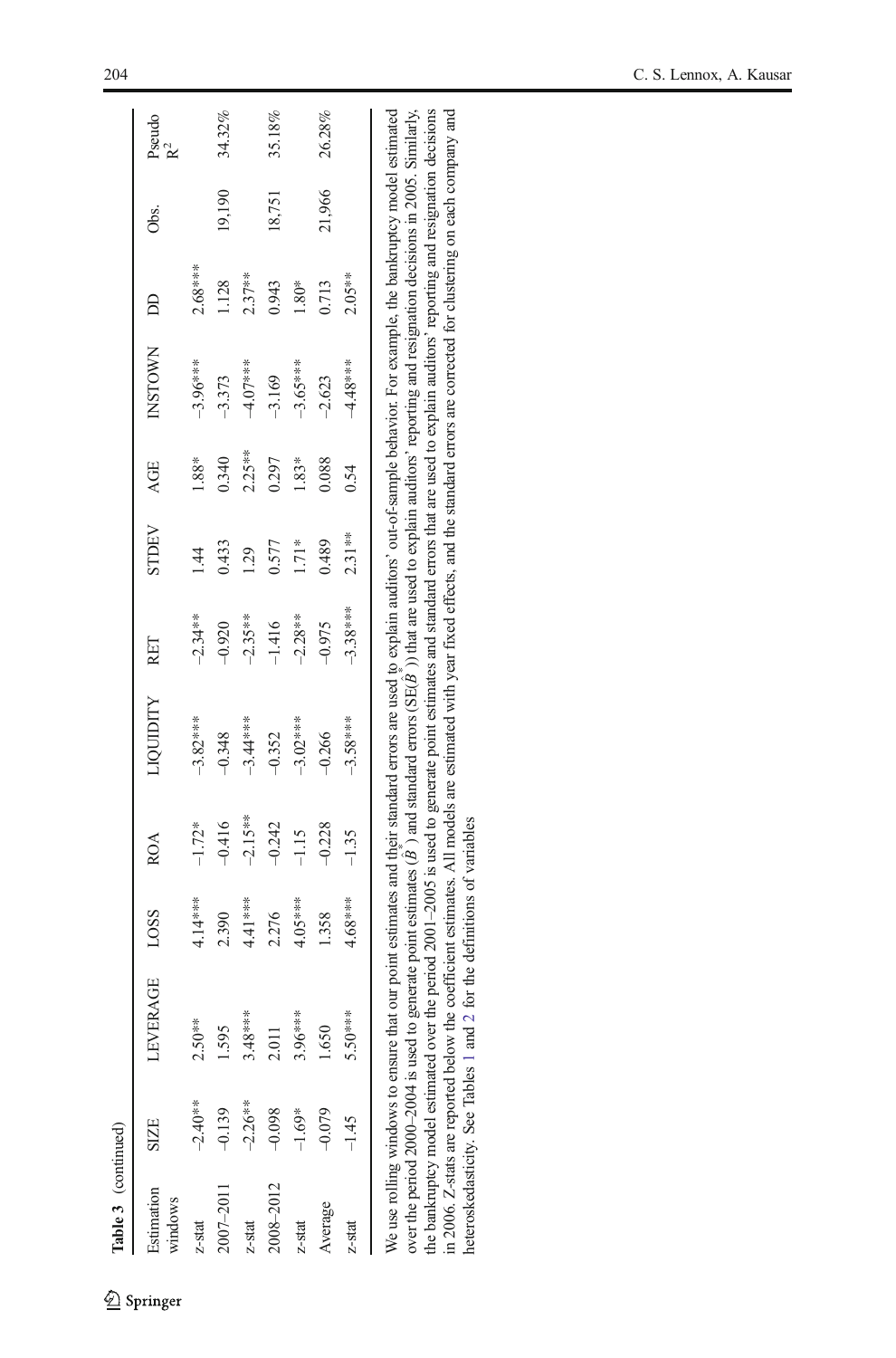Table 3 (continued)

| Estimation windows | SIZE | LEVERAGE | LOSS | ROA | LIQUIDITY | RET | STDEV | AGE | INSTOWN | DD | Obs. | Pseudo $R^2$ |
|---|---|---|---|---|---|---|---|---|---|---|---|---|
| z-stat | -2.40** | 2.50** | 4.14*** | -1.72* | -3.82*** | -2.34** | 1.44 | 1.88* | -3.96*** | 2.68*** | | |
| 2007–2011 | -0.139 | 1.595 | 2.390 | -0.416 | -0.348 | -0.920 | 0.433 | 0.340 | -3.373 | 1.128 | 19,190 | 34.32% |
| z-stat | -2.26** | 3.48*** | 4.41*** | -2.15** | -3.44*** | -2.35** | 1.29 | 2.25** | -4.07*** | 2.37** | | |
| 2008–2012 | -0.098 | 2.011 | 2.276 | -0.242 | -0.352 | -1.416 | 0.577 | 0.297 | -3.169 | 0.943 | 18,751 | 35.18% |
| z-stat | -1.69* | 3.96*** | 4.05*** | -1.15 | -3.02*** | -2.28** | 1.71* | 1.83* | -3.65*** | 1.80* | | |
| Average | -0.079 | 1.650 | 1.358 | -0.228 | -0.266 | -0.975 | 0.489 | 0.088 | -2.623 | 0.713 | 21,966 | 26.28% |
| z-stat | -1.45 | 5.50*** | 4.68*** | -1.35 | -3.58*** | -3.38*** | 2.31** | 0.54 | -4.48*** | 2.05** | | |

We use rolling windows to ensure that our point estimates and their standard errors are used to explain auditors' out-of-sample behavior. For example, the bankruptcy model estimated over the period 2000–2004 is used to generate point estimates ($\hat{B}^*$) and standard errors (SE($\hat{B}^*$)) that are used to explain auditors' reporting and resignation decisions in 2005. Similarly, the bankruptcy model estimated over the period 2001–2005 is used to generate point estimates and standard errors that are used to explain auditors' reporting and resignation decisions in 2006. Z-stats are reported below the coefficient estimates. All models are estimated with year fixed effects, and the standard errors are corrected for clustering on each company and heteroskedasticity. See Tables 1 and 2 for the definitions of variables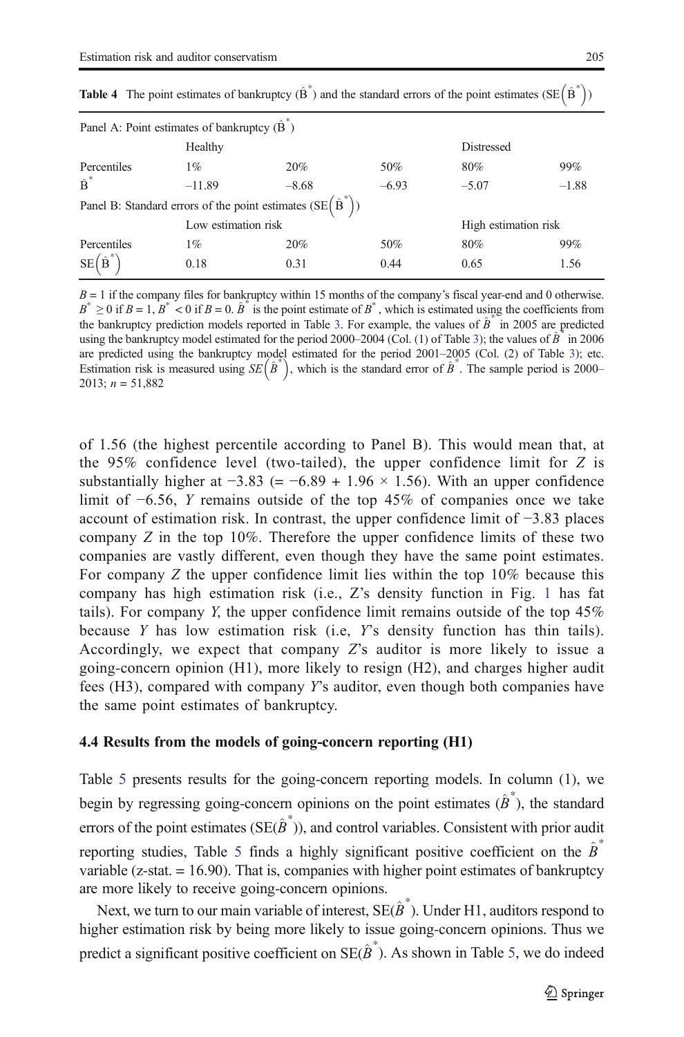**Table 4** The point estimates of bankruptcy ($\hat{B}^*$) and the standard errors of the point estimates ($SE(\hat{B}^*)$)

| Panel A: Point estimates of bankruptcy ($\hat{B}^*$) | | | | | |
|---|---|---|---|---|---|
| | Healthy | | | Distressed | |
| Percentiles | 1% | 20% | 50% | 80% | 99% |
| $\hat{B}^*$ | –11.89 | –8.68 | –6.93 | –5.07 | –1.88 |
| **Panel B: Standard errors of the point estimates ($SE(\hat{B}^*)$)** | | | | | |
| | Low estimation risk | | | High estimation risk | |
| Percentiles | 1% | 20% | 50% | 80% | 99% |
| $SE(\hat{B}^*)$ | 0.18 | 0.31 | 0.44 | 0.65 | 1.56 |

$B = 1$ if the company files for bankruptcy within 15 months of the company's fiscal year-end and 0 otherwise. $B^* \geq 0$ if $B = 1$, $B^* < 0$ if $B = 0$. $\hat{B}^*$ is the point estimate of $B^*$, which is estimated using the coefficients from the bankruptcy prediction models reported in Table 3. For example, the values of $\hat{B}^*$ in 2005 are predicted using the bankruptcy model estimated for the period 2000–2004 (Col. (1) of Table 3); the values of $\hat{B}^*$ in 2006 are predicted using the bankruptcy model estimated for the period 2001–2005 (Col. (2) of Table 3); etc. Estimation risk is measured using $SE(\hat{B}^*)$, which is the standard error of $\hat{B}^*$. The sample period is 2000–2013; $n = 51{,}882$

of 1.56 (the highest percentile according to Panel B). This would mean that, at the 95% confidence level (two-tailed), the upper confidence limit for *Z* is substantially higher at −3.83 (= −6.89 + 1.96 × 1.56). With an upper confidence limit of −6.56, *Y* remains outside of the top 45% of companies once we take account of estimation risk. In contrast, the upper confidence limit of −3.83 places company *Z* in the top 10%. Therefore the upper confidence limits of these two companies are vastly different, even though they have the same point estimates. For company *Z* the upper confidence limit lies within the top 10% because this company has high estimation risk (i.e., Z's density function in Fig. 1 has fat tails). For company *Y*, the upper confidence limit remains outside of the top 45% because *Y* has low estimation risk (i.e, *Y*'s density function has thin tails). Accordingly, we expect that company *Z*'s auditor is more likely to issue a going-concern opinion (H1), more likely to resign (H2), and charges higher audit fees (H3), compared with company *Y*'s auditor, even though both companies have the same point estimates of bankruptcy.

### 4.4 Results from the models of going-concern reporting (H1)

Table 5 presents results for the going-concern reporting models. In column (1), we begin by regressing going-concern opinions on the point estimates ($\hat{B}^*$), the standard errors of the point estimates ($SE(\hat{B}^*)$), and control variables. Consistent with prior audit reporting studies, Table 5 finds a highly significant positive coefficient on the $\hat{B}^*$ variable (z-stat. = 16.90). That is, companies with higher point estimates of bankruptcy are more likely to receive going-concern opinions.

Next, we turn to our main variable of interest, $SE(\hat{B}^*)$. Under H1, auditors respond to higher estimation risk by being more likely to issue going-concern opinions. Thus we predict a significant positive coefficient on $SE(\hat{B}^*)$. As shown in Table 5, we do indeed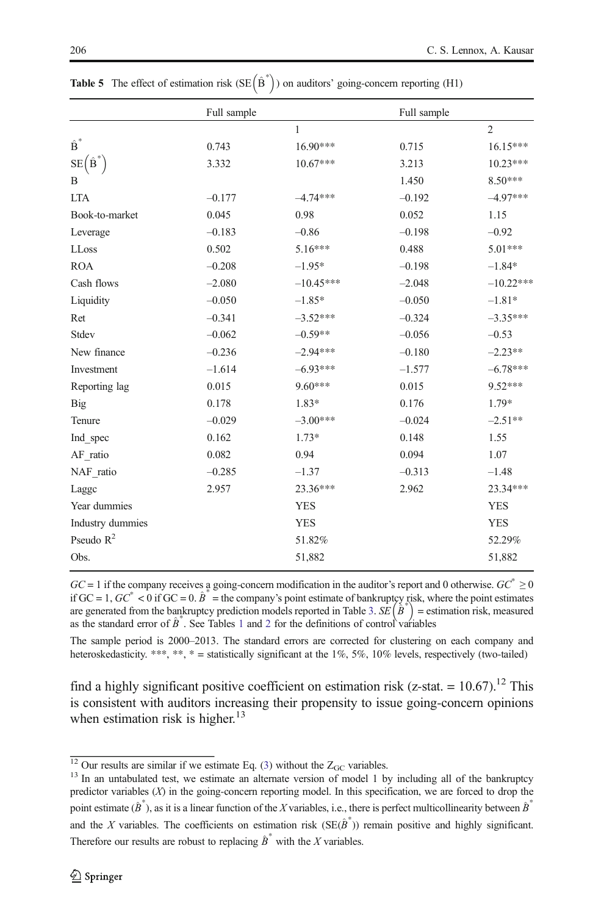**Table 5** The effect of estimation risk ($SE(\hat{B}^*)$) on auditors' going-concern reporting (H1)

| | Full sample | | Full sample | |
|---|---|---|---|---|
| | | 1 | | 2 |
| $\hat{B}^*$ | 0.743 | 16.90*** | 0.715 | 16.15*** |
| $SE(\hat{B}^*)$ | 3.332 | 10.67*** | 3.213 | 10.23*** |
| B | | | 1.450 | 8.50*** |
| LTA | –0.177 | –4.74*** | –0.192 | –4.97*** |
| Book-to-market | 0.045 | 0.98 | 0.052 | 1.15 |
| Leverage | –0.183 | –0.86 | –0.198 | –0.92 |
| LLoss | 0.502 | 5.16*** | 0.488 | 5.01*** |
| ROA | –0.208 | –1.95* | –0.198 | –1.84* |
| Cash flows | –2.080 | –10.45*** | –2.048 | –10.22*** |
| Liquidity | –0.050 | –1.85* | –0.050 | –1.81* |
| Ret | –0.341 | –3.52*** | –0.324 | –3.35*** |
| Stdev | –0.062 | –0.59** | –0.056 | –0.53 |
| New finance | –0.236 | –2.94*** | –0.180 | –2.23** |
| Investment | –1.614 | –6.93*** | –1.577 | –6.78*** |
| Reporting lag | 0.015 | 9.60*** | 0.015 | 9.52*** |
| Big | 0.178 | 1.83* | 0.176 | 1.79* |
| Tenure | –0.029 | –3.00*** | –0.024 | –2.51** |
| Ind_spec | 0.162 | 1.73* | 0.148 | 1.55 |
| AF_ratio | 0.082 | 0.94 | 0.094 | 1.07 |
| NAF_ratio | –0.285 | –1.37 | –0.313 | –1.48 |
| Laggc | 2.957 | 23.36*** | 2.962 | 23.34*** |
| Year dummies | | YES | | YES |
| Industry dummies | | YES | | YES |
| Pseudo $R^2$ | | 51.82% | | 52.29% |
| Obs. | | 51,882 | | 51,882 |

$GC = 1$ if the company receives a going-concern modification in the auditor's report and 0 otherwise. $GC^* \geq 0$ if $GC = 1$, $GC^* < 0$ if $GC = 0$. $\hat{B}^*$ = the company's point estimate of bankruptcy risk, where the point estimates are generated from the bankruptcy prediction models reported in Table 3. $SE(\hat{B}^*)$ = estimation risk, measured as the standard error of $\hat{B}^*$. See Tables 1 and 2 for the definitions of control variables

The sample period is 2000–2013. The standard errors are corrected for clustering on each company and heteroskedasticity. ***, **, * = statistically significant at the 1%, 5%, 10% levels, respectively (two-tailed)

find a highly significant positive coefficient on estimation risk (z-stat. = 10.67).[12] This is consistent with auditors increasing their propensity to issue going-concern opinions when estimation risk is higher.[13]

---

[12] Our results are similar if we estimate Eq. (3) without the $Z_{GC}$ variables.

[13] In an untabulated test, we estimate an alternate version of model 1 by including all of the bankruptcy predictor variables ($X$) in the going-concern reporting model. In this specification, we are forced to drop the point estimate ($\hat{B}^*$), as it is a linear function of the $X$ variables, i.e., there is perfect multicollinearity between $\hat{B}^*$ and the $X$ variables. The coefficients on estimation risk ($SE(\hat{B}^*)$) remain positive and highly significant. Therefore our results are robust to replacing $\hat{B}^*$ with the $X$ variables.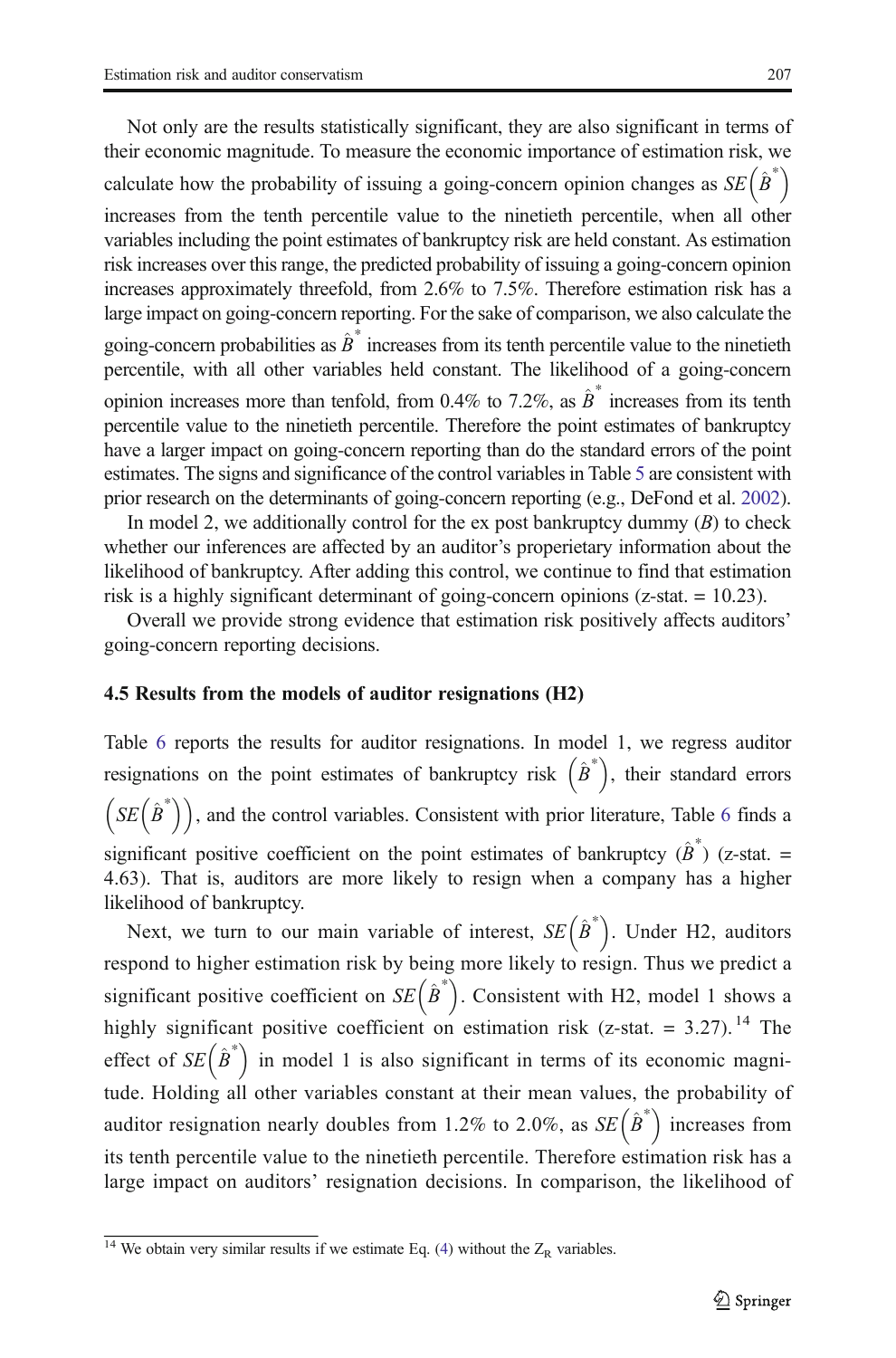Not only are the results statistically significant, they are also significant in terms of their economic magnitude. To measure the economic importance of estimation risk, we calculate how the probability of issuing a going-concern opinion changes as $SE\left(\hat{B}^{*}\right)$ increases from the tenth percentile value to the ninetieth percentile, when all other variables including the point estimates of bankruptcy risk are held constant. As estimation risk increases over this range, the predicted probability of issuing a going-concern opinion increases approximately threefold, from 2.6% to 7.5%. Therefore estimation risk has a large impact on going-concern reporting. For the sake of comparison, we also calculate the going-concern probabilities as $\hat{B}^{*}$ increases from its tenth percentile value to the ninetieth percentile, with all other variables held constant. The likelihood of a going-concern opinion increases more than tenfold, from 0.4% to 7.2%, as $\hat{B}^{*}$ increases from its tenth percentile value to the ninetieth percentile. Therefore the point estimates of bankruptcy have a larger impact on going-concern reporting than do the standard errors of the point estimates. The signs and significance of the control variables in Table 5 are consistent with prior research on the determinants of going-concern reporting (e.g., DeFond et al. 2002).

In model 2, we additionally control for the ex post bankruptcy dummy ($B$) to check whether our inferences are affected by an auditor's properietary information about the likelihood of bankruptcy. After adding this control, we continue to find that estimation risk is a highly significant determinant of going-concern opinions (z-stat. = 10.23).

Overall we provide strong evidence that estimation risk positively affects auditors' going-concern reporting decisions.

### 4.5 Results from the models of auditor resignations (H2)

Table 6 reports the results for auditor resignations. In model 1, we regress auditor resignations on the point estimates of bankruptcy risk $\left(\hat{B}^{*}\right)$, their standard errors $\left(SE\left(\hat{B}^{*}\right)\right)$, and the control variables. Consistent with prior literature, Table 6 finds a significant positive coefficient on the point estimates of bankruptcy ($\hat{B}^{*}$) (z-stat. = 4.63). That is, auditors are more likely to resign when a company has a higher likelihood of bankruptcy.

Next, we turn to our main variable of interest, $SE\left(\hat{B}^{*}\right)$. Under H2, auditors respond to higher estimation risk by being more likely to resign. Thus we predict a significant positive coefficient on $SE\left(\hat{B}^{*}\right)$. Consistent with H2, model 1 shows a highly significant positive coefficient on estimation risk (z-stat. = 3.27).[14] The effect of $SE\left(\hat{B}^{*}\right)$ in model 1 is also significant in terms of its economic magnitude. Holding all other variables constant at their mean values, the probability of auditor resignation nearly doubles from 1.2% to 2.0%, as $SE\left(\hat{B}^{*}\right)$ increases from its tenth percentile value to the ninetieth percentile. Therefore estimation risk has a large impact on auditors' resignation decisions. In comparison, the likelihood of

[14] We obtain very similar results if we estimate Eq. (4) without the $Z_R$ variables.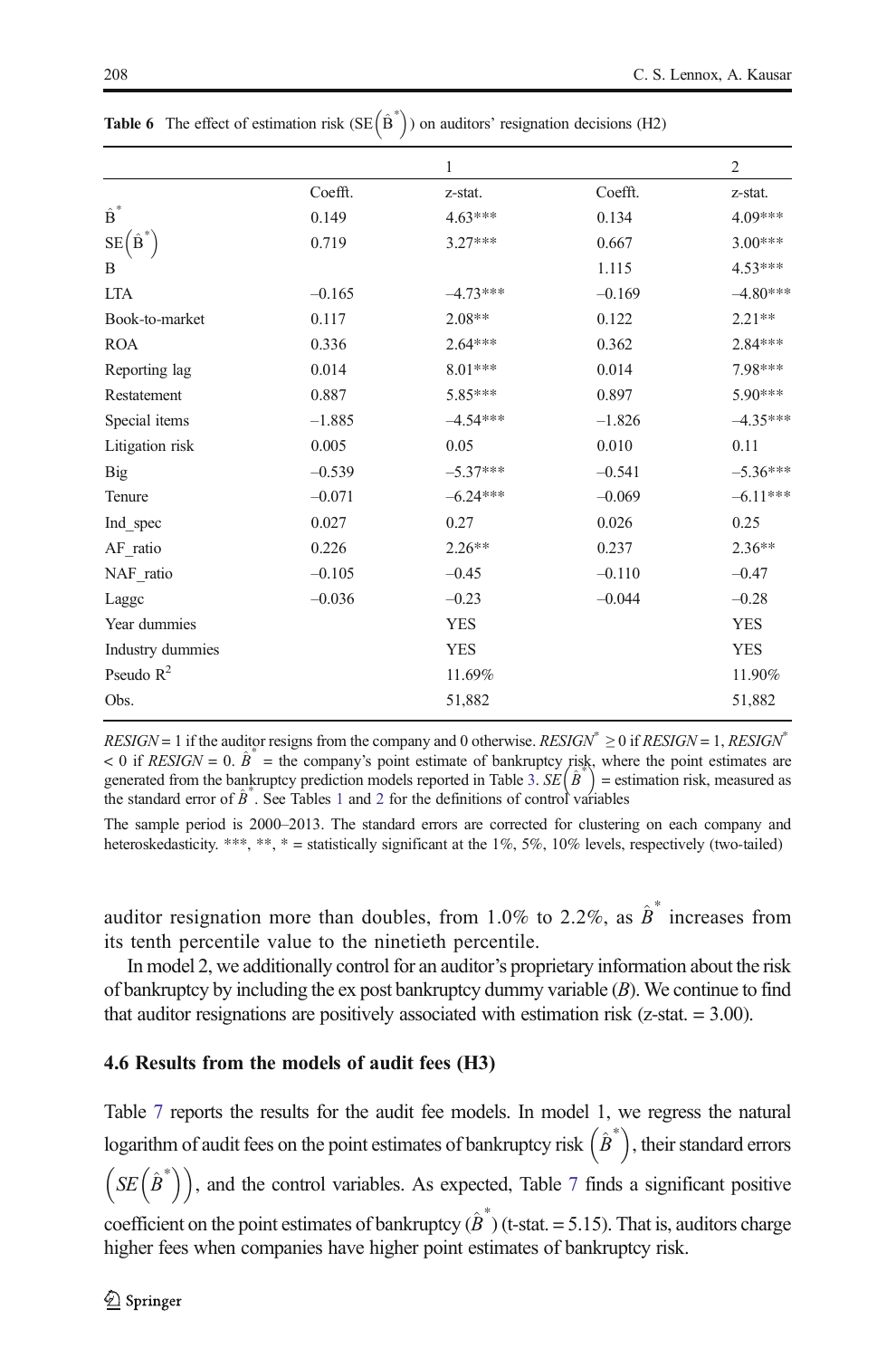**Table 6** The effect of estimation risk ($SE(\hat{B}^*)$) on auditors' resignation decisions (H2)

| | 1 | | 2 | |
|---|---|---|---|---|
| | Coefft. | z-stat. | Coefft. | z-stat. |
| $\hat{B}^*$ | 0.149 | 4.63*** | 0.134 | 4.09*** |
| $SE(\hat{B}^*)$ | 0.719 | 3.27*** | 0.667 | 3.00*** |
| B | | | 1.115 | 4.53*** |
| LTA | –0.165 | –4.73*** | –0.169 | –4.80*** |
| Book-to-market | 0.117 | 2.08** | 0.122 | 2.21** |
| ROA | 0.336 | 2.64*** | 0.362 | 2.84*** |
| Reporting lag | 0.014 | 8.01*** | 0.014 | 7.98*** |
| Restatement | 0.887 | 5.85*** | 0.897 | 5.90*** |
| Special items | –1.885 | –4.54*** | –1.826 | –4.35*** |
| Litigation risk | 0.005 | 0.05 | 0.010 | 0.11 |
| Big | –0.539 | –5.37*** | –0.541 | –5.36*** |
| Tenure | –0.071 | –6.24*** | –0.069 | –6.11*** |
| Ind_spec | 0.027 | 0.27 | 0.026 | 0.25 |
| AF_ratio | 0.226 | 2.26** | 0.237 | 2.36** |
| NAF_ratio | –0.105 | –0.45 | –0.110 | –0.47 |
| Laggc | –0.036 | –0.23 | –0.044 | –0.28 |
| Year dummies | | YES | | YES |
| Industry dummies | | YES | | YES |
| Pseudo $R^2$ | | 11.69% | | 11.90% |
| Obs. | | 51,882 | | 51,882 |

*RESIGN* = 1 if the auditor resigns from the company and 0 otherwise. $RESIGN^* \geq 0$ if *RESIGN* = 1, $RESIGN^* < 0$ if *RESIGN* = 0. $\hat{B}^*$ = the company's point estimate of bankruptcy risk, where the point estimates are generated from the bankruptcy prediction models reported in Table 3. $SE(\hat{B}^*)$ = estimation risk, measured as the standard error of $\hat{B}^*$. See Tables 1 and 2 for the definitions of control variables

The sample period is 2000–2013. The standard errors are corrected for clustering on each company and heteroskedasticity. ***, **, * = statistically significant at the 1%, 5%, 10% levels, respectively (two-tailed)

auditor resignation more than doubles, from 1.0% to 2.2%, as $\hat{B}^*$ increases from its tenth percentile value to the ninetieth percentile.

In model 2, we additionally control for an auditor's proprietary information about the risk of bankruptcy by including the ex post bankruptcy dummy variable (*B*). We continue to find that auditor resignations are positively associated with estimation risk (z-stat. = 3.00).

### 4.6 Results from the models of audit fees (H3)

Table 7 reports the results for the audit fee models. In model 1, we regress the natural logarithm of audit fees on the point estimates of bankruptcy risk $\left(\hat{B}^*\right)$, their standard errors $\left(SE\left(\hat{B}^*\right)\right)$, and the control variables. As expected, Table 7 finds a significant positive coefficient on the point estimates of bankruptcy ($\hat{B}^*$) (t-stat. = 5.15). That is, auditors charge higher fees when companies have higher point estimates of bankruptcy risk.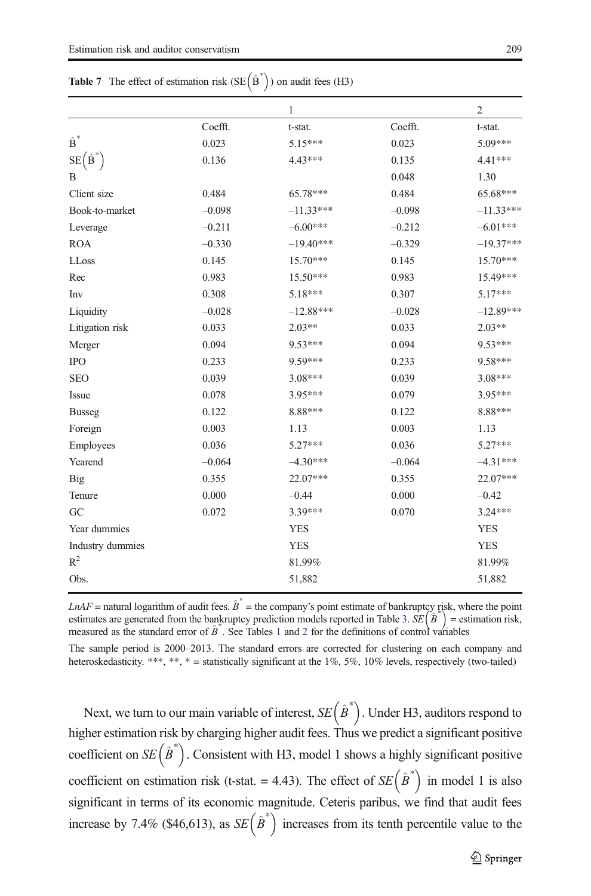**Table 7** The effect of estimation risk ($\mathrm{SE}\left(\hat{\mathrm{B}}^{*}\right)$) on audit fees (H3)

| | 1 | | 2 | |
|---|---|---|---|---|
| | Coefft. | t-stat. | Coefft. | t-stat. |
| $\hat{\mathrm{B}}^{*}$ | 0.023 | 5.15*** | 0.023 | 5.09*** |
| $\mathrm{SE}\left(\hat{\mathrm{B}}^{*}\right)$ | 0.136 | 4.43*** | 0.135 | 4.41*** |
| B | | | 0.048 | 1.30 |
| Client size | 0.484 | 65.78*** | 0.484 | 65.68*** |
| Book-to-market | –0.098 | –11.33*** | –0.098 | –11.33*** |
| Leverage | –0.211 | –6.00*** | –0.212 | –6.01*** |
| ROA | –0.330 | –19.40*** | –0.329 | –19.37*** |
| LLoss | 0.145 | 15.70*** | 0.145 | 15.70*** |
| Rec | 0.983 | 15.50*** | 0.983 | 15.49*** |
| Inv | 0.308 | 5.18*** | 0.307 | 5.17*** |
| Liquidity | –0.028 | –12.88*** | –0.028 | –12.89*** |
| Litigation risk | 0.033 | 2.03** | 0.033 | 2.03** |
| Merger | 0.094 | 9.53*** | 0.094 | 9.53*** |
| IPO | 0.233 | 9.59*** | 0.233 | 9.58*** |
| SEO | 0.039 | 3.08*** | 0.039 | 3.08*** |
| Issue | 0.078 | 3.95*** | 0.079 | 3.95*** |
| Busseg | 0.122 | 8.88*** | 0.122 | 8.88*** |
| Foreign | 0.003 | 1.13 | 0.003 | 1.13 |
| Employees | 0.036 | 5.27*** | 0.036 | 5.27*** |
| Yearend | –0.064 | –4.30*** | –0.064 | –4.31*** |
| Big | 0.355 | 22.07*** | 0.355 | 22.07*** |
| Tenure | 0.000 | –0.44 | 0.000 | –0.42 |
| GC | 0.072 | 3.39*** | 0.070 | 3.24*** |
| Year dummies | | YES | | YES |
| Industry dummies | | YES | | YES |
| $R^2$ | | 81.99% | | 81.99% |
| Obs. | | 51,882 | | 51,882 |

*LnAF* = natural logarithm of audit fees. $\hat{B}^{*}$ = the company's point estimate of bankruptcy risk, where the point estimates are generated from the bankruptcy prediction models reported in Table 3. $SE\left(\hat{B}^{*}\right)$ = estimation risk, measured as the standard error of $\hat{B}^{*}$. See Tables 1 and 2 for the definitions of control variables

The sample period is 2000–2013. The standard errors are corrected for clustering on each company and heteroskedasticity. ***, **, * = statistically significant at the 1%, 5%, 10% levels, respectively (two-tailed)

Next, we turn to our main variable of interest, $SE\left(\hat{B}^{*}\right)$. Under H3, auditors respond to higher estimation risk by charging higher audit fees. Thus we predict a significant positive coefficient on $SE\left(\hat{B}^{*}\right)$. Consistent with H3, model 1 shows a highly significant positive coefficient on estimation risk (t-stat. = 4.43). The effect of $SE\left(\hat{B}^{*}\right)$ in model 1 is also significant in terms of its economic magnitude. Ceteris paribus, we find that audit fees increase by 7.4% ($46,613), as $SE\left(\hat{B}^{*}\right)$ increases from its tenth percentile value to the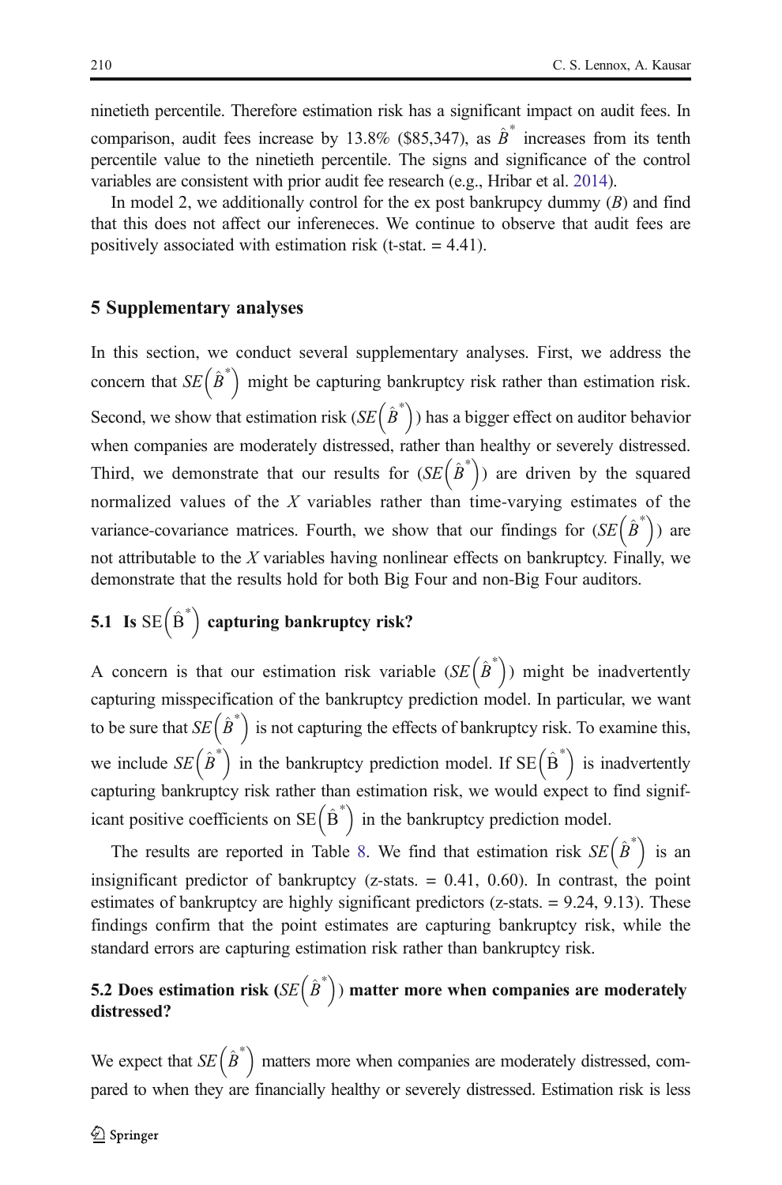ninetieth percentile. Therefore estimation risk has a significant impact on audit fees. In comparison, audit fees increase by 13.8% ($85,347), as $\hat{B}^*$ increases from its tenth percentile value to the ninetieth percentile. The signs and significance of the control variables are consistent with prior audit fee research (e.g., Hribar et al. 2014).

In model 2, we additionally control for the ex post bankrupcy dummy ($B$) and find that this does not affect our infereneces. We continue to observe that audit fees are positively associated with estimation risk (t-stat. = 4.41).

## 5 Supplementary analyses

In this section, we conduct several supplementary analyses. First, we address the concern that $SE\left(\hat{B}^*\right)$ might be capturing bankruptcy risk rather than estimation risk. Second, we show that estimation risk ($SE\left(\hat{B}^*\right)$) has a bigger effect on auditor behavior when companies are moderately distressed, rather than healthy or severely distressed. Third, we demonstrate that our results for ($SE\left(\hat{B}^*\right)$) are driven by the squared normalized values of the $X$ variables rather than time-varying estimates of the variance-covariance matrices. Fourth, we show that our findings for ($SE\left(\hat{B}^*\right)$) are not attributable to the $X$ variables having nonlinear effects on bankruptcy. Finally, we demonstrate that the results hold for both Big Four and non-Big Four auditors.

### 5.1 Is $\mathrm{SE}\left(\hat{\mathrm{B}}^*\right)$ capturing bankruptcy risk?

A concern is that our estimation risk variable ($SE\left(\hat{B}^*\right)$) might be inadvertently capturing misspecification of the bankruptcy prediction model. In particular, we want to be sure that $SE\left(\hat{B}^*\right)$ is not capturing the effects of bankruptcy risk. To examine this, we include $SE\left(\hat{B}^*\right)$ in the bankruptcy prediction model. If $\mathrm{SE}\left(\hat{\mathrm{B}}^*\right)$ is inadvertently capturing bankruptcy risk rather than estimation risk, we would expect to find significant positive coefficients on $\mathrm{SE}\left(\hat{\mathrm{B}}^*\right)$ in the bankruptcy prediction model.

The results are reported in Table 8. We find that estimation risk $SE\left(\hat{B}^*\right)$ is an insignificant predictor of bankruptcy (z-stats. = 0.41, 0.60). In contrast, the point estimates of bankruptcy are highly significant predictors (z-stats. = 9.24, 9.13). These findings confirm that the point estimates are capturing bankruptcy risk, while the standard errors are capturing estimation risk rather than bankruptcy risk.

### 5.2 Does estimation risk ($SE\left(\hat{B}^*\right)$) matter more when companies are moderately distressed?

We expect that $SE\left(\hat{B}^*\right)$ matters more when companies are moderately distressed, compared to when they are financially healthy or severely distressed. Estimation risk is less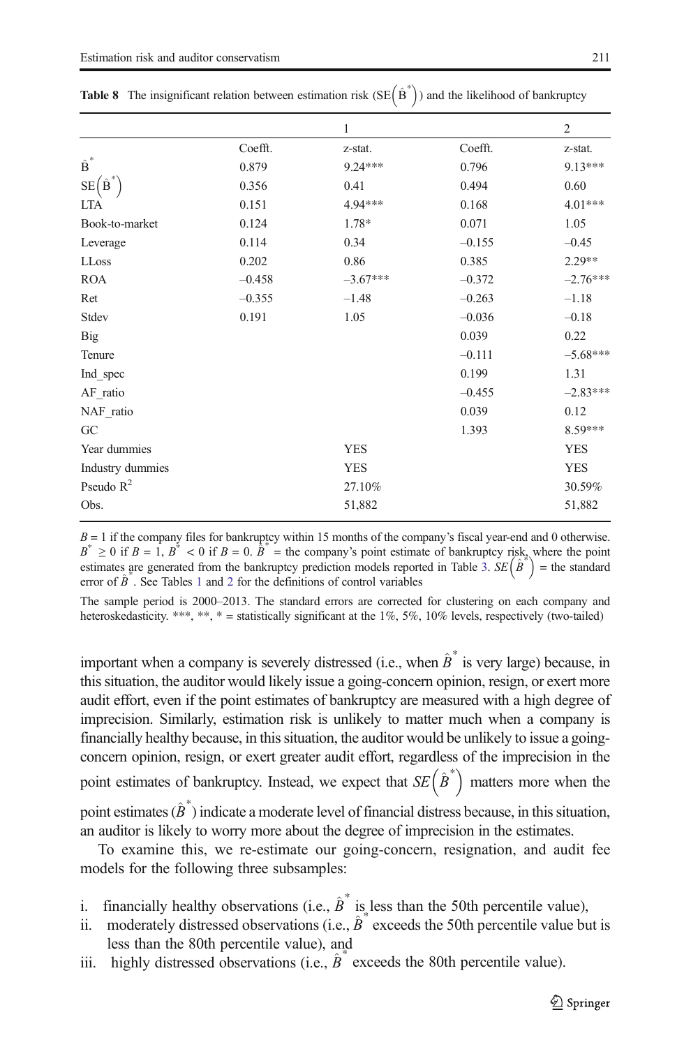**Table 8** The insignificant relation between estimation risk ($\text{SE}(\hat{\text{B}}^*)$) and the likelihood of bankruptcy

| | 1 | | 2 | |
|---|---|---|---|---|
| | Coefft. | z-stat. | Coefft. | z-stat. |
| $\hat{\text{B}}^*$ | 0.879 | 9.24*** | 0.796 | 9.13*** |
| $\text{SE}(\hat{\text{B}}^*)$ | 0.356 | 0.41 | 0.494 | 0.60 |
| LTA | 0.151 | 4.94*** | 0.168 | 4.01*** |
| Book-to-market | 0.124 | 1.78* | 0.071 | 1.05 |
| Leverage | 0.114 | 0.34 | −0.155 | −0.45 |
| LLoss | 0.202 | 0.86 | 0.385 | 2.29** |
| ROA | −0.458 | −3.67*** | −0.372 | −2.76*** |
| Ret | −0.355 | −1.48 | −0.263 | −1.18 |
| Stdev | 0.191 | 1.05 | −0.036 | −0.18 |
| Big | | | 0.039 | 0.22 |
| Tenure | | | −0.111 | −5.68*** |
| Ind_spec | | | 0.199 | 1.31 |
| AF_ratio | | | −0.455 | −2.83*** |
| NAF_ratio | | | 0.039 | 0.12 |
| GC | | | 1.393 | 8.59*** |
| Year dummies | | YES | | YES |
| Industry dummies | | YES | | YES |
| Pseudo $R^2$ | | 27.10% | | 30.59% |
| Obs. | | 51,882 | | 51,882 |

$B = 1$ if the company files for bankruptcy within 15 months of the company's fiscal year-end and 0 otherwise. $B^* \geq 0$ if $B = 1$, $B^* < 0$ if $B = 0$. $\hat{B}^*$ = the company's point estimate of bankruptcy risk, where the point estimates are generated from the bankruptcy prediction models reported in Table 3. $SE(\hat{B}^*)$ = the standard error of $\hat{B}^*$. See Tables 1 and 2 for the definitions of control variables

The sample period is 2000–2013. The standard errors are corrected for clustering on each company and heteroskedasticity. ***, **, * = statistically significant at the 1%, 5%, 10% levels, respectively (two-tailed)

important when a company is severely distressed (i.e., when $\hat{B}^*$ is very large) because, in this situation, the auditor would likely issue a going-concern opinion, resign, or exert more audit effort, even if the point estimates of bankruptcy are measured with a high degree of imprecision. Similarly, estimation risk is unlikely to matter much when a company is financially healthy because, in this situation, the auditor would be unlikely to issue a going-concern opinion, resign, or exert greater audit effort, regardless of the imprecision in the point estimates of bankruptcy. Instead, we expect that $SE(\hat{B}^*)$ matters more when the point estimates ($\hat{B}^*$) indicate a moderate level of financial distress because, in this situation, an auditor is likely to worry more about the degree of imprecision in the estimates.

To examine this, we re-estimate our going-concern, resignation, and audit fee models for the following three subsamples:

i. financially healthy observations (i.e., $\hat{B}^*$ is less than the 50th percentile value),
ii. moderately distressed observations (i.e., $\hat{B}^*$ exceeds the 50th percentile value but is less than the 80th percentile value), and
iii. highly distressed observations (i.e., $\hat{B}^*$ exceeds the 80th percentile value).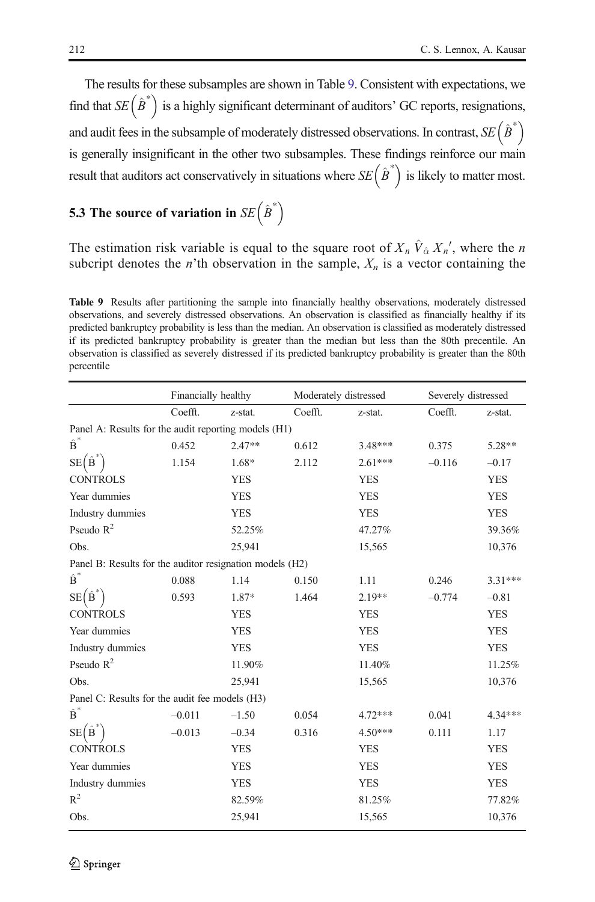The results for these subsamples are shown in Table 9. Consistent with expectations, we find that $SE\left(\hat{B}^*\right)$ is a highly significant determinant of auditors' GC reports, resignations, and audit fees in the subsample of moderately distressed observations. In contrast, $SE\left(\hat{B}^*\right)$ is generally insignificant in the other two subsamples. These findings reinforce our main result that auditors act conservatively in situations where $SE\left(\hat{B}^*\right)$ is likely to matter most.

### 5.3 The source of variation in $SE\left(\hat{B}^*\right)$

The estimation risk variable is equal to the square root of $X_n \hat{V}_{\hat{\alpha}} X_n'$, where the $n$ subcript denotes the $n$'th observation in the sample, $X_n$ is a vector containing the

**Table 9** Results after partitioning the sample into financially healthy observations, moderately distressed observations, and severely distressed observations. An observation is classified as financially healthy if its predicted bankruptcy probability is less than the median. An observation is classified as moderately distressed if its predicted bankruptcy probability is greater than the median but less than the 80th precentile. An observation is classified as severely distressed if its predicted bankruptcy probability is greater than the 80th percentile

| | Financially healthy | | Moderately distressed | | Severely distressed | |
|---|---|---|---|---|---|---|
| | Coefft. | z-stat. | Coefft. | z-stat. | Coefft. | z-stat. |
| Panel A: Results for the audit reporting models (H1) | | | | | | |
| $\hat{B}^*$ | 0.452 | 2.47** | 0.612 | 3.48*** | 0.375 | 5.28** |
| $SE\left(\hat{B}^*\right)$ | 1.154 | 1.68* | 2.112 | 2.61*** | −0.116 | −0.17 |
| CONTROLS | | YES | | YES | | YES |
| Year dummies | | YES | | YES | | YES |
| Industry dummies | | YES | | YES | | YES |
| Pseudo $R^2$ | | 52.25% | | 47.27% | | 39.36% |
| Obs. | | 25,941 | | 15,565 | | 10,376 |
| Panel B: Results for the auditor resignation models (H2) | | | | | | |
| $\hat{B}^*$ | 0.088 | 1.14 | 0.150 | 1.11 | 0.246 | 3.31*** |
| $SE\left(\hat{B}^*\right)$ | 0.593 | 1.87* | 1.464 | 2.19** | −0.774 | −0.81 |
| CONTROLS | | YES | | YES | | YES |
| Year dummies | | YES | | YES | | YES |
| Industry dummies | | YES | | YES | | YES |
| Pseudo $R^2$ | | 11.90% | | 11.40% | | 11.25% |
| Obs. | | 25,941 | | 15,565 | | 10,376 |
| Panel C: Results for the audit fee models (H3) | | | | | | |
| $\hat{B}^*$ | −0.011 | −1.50 | 0.054 | 4.72*** | 0.041 | 4.34*** |
| $SE\left(\hat{B}^*\right)$ | −0.013 | −0.34 | 0.316 | 4.50*** | 0.111 | 1.17 |
| CONTROLS | | YES | | YES | | YES |
| Year dummies | | YES | | YES | | YES |
| Industry dummies | | YES | | YES | | YES |
| $R^2$ | | 82.59% | | 81.25% | | 77.82% |
| Obs. | | 25,941 | | 15,565 | | 10,376 |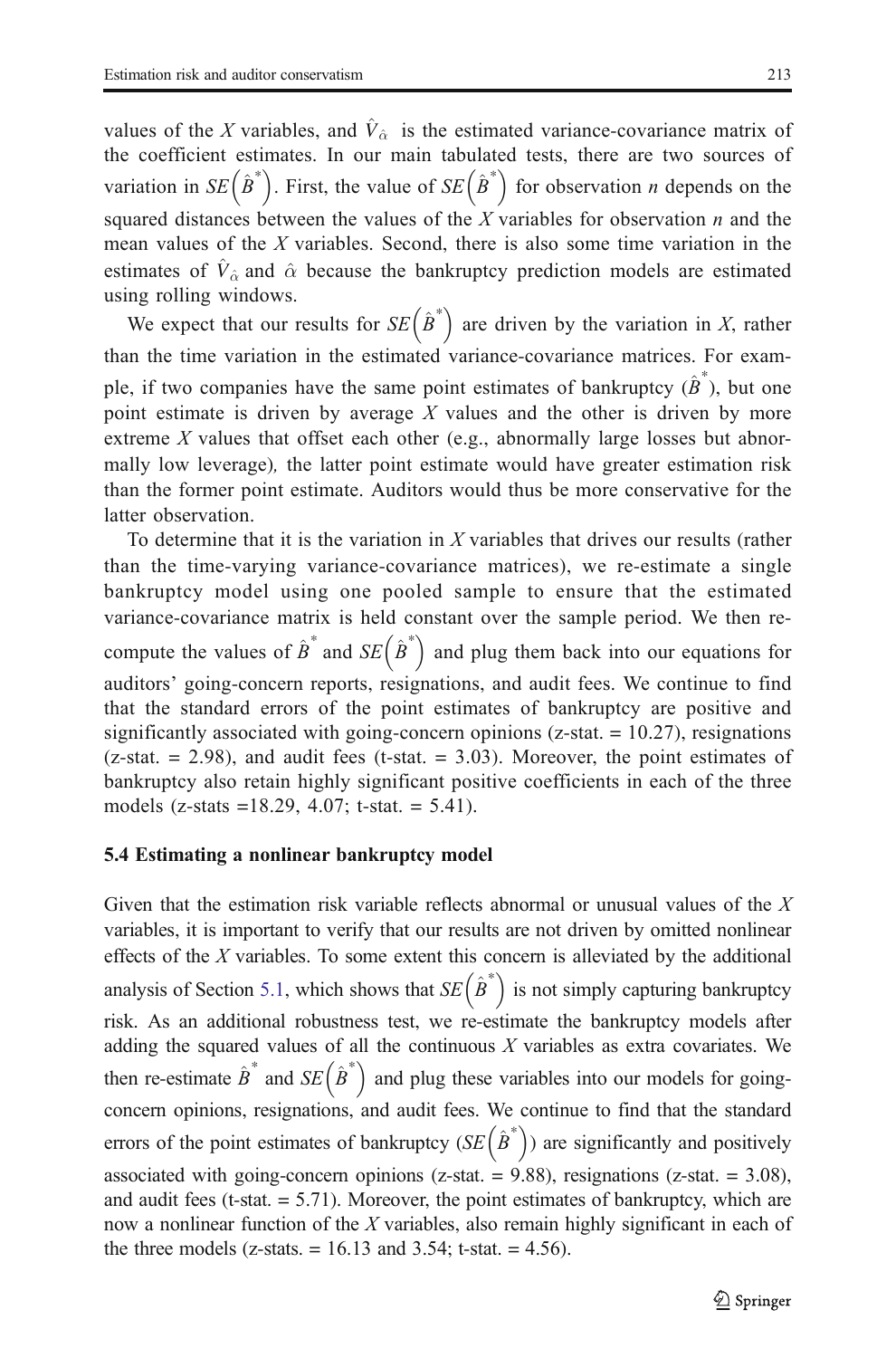values of the $X$ variables, and $\hat{V}_{\hat{\alpha}}$ is the estimated variance-covariance matrix of the coefficient estimates. In our main tabulated tests, there are two sources of variation in $SE\left(\hat{B}^{*}\right)$. First, the value of $SE\left(\hat{B}^{*}\right)$ for observation $n$ depends on the squared distances between the values of the $X$ variables for observation $n$ and the mean values of the $X$ variables. Second, there is also some time variation in the estimates of $\hat{V}_{\hat{\alpha}}$ and $\hat{\alpha}$ because the bankruptcy prediction models are estimated using rolling windows.

We expect that our results for $SE\left(\hat{B}^{*}\right)$ are driven by the variation in $X$, rather than the time variation in the estimated variance-covariance matrices. For example, if two companies have the same point estimates of bankruptcy ($\hat{B}^{*}$), but one point estimate is driven by average $X$ values and the other is driven by more extreme $X$ values that offset each other (e.g., abnormally large losses but abnormally low leverage), the latter point estimate would have greater estimation risk than the former point estimate. Auditors would thus be more conservative for the latter observation.

To determine that it is the variation in $X$ variables that drives our results (rather than the time-varying variance-covariance matrices), we re-estimate a single bankruptcy model using one pooled sample to ensure that the estimated variance-covariance matrix is held constant over the sample period. We then recompute the values of $\hat{B}^{*}$ and $SE\left(\hat{B}^{*}\right)$ and plug them back into our equations for auditors' going-concern reports, resignations, and audit fees. We continue to find that the standard errors of the point estimates of bankruptcy are positive and significantly associated with going-concern opinions (z-stat. = 10.27), resignations (z-stat. = 2.98), and audit fees (t-stat. = 3.03). Moreover, the point estimates of bankruptcy also retain highly significant positive coefficients in each of the three models (z-stats =18.29, 4.07; t-stat. = 5.41).

### 5.4 Estimating a nonlinear bankruptcy model

Given that the estimation risk variable reflects abnormal or unusual values of the $X$ variables, it is important to verify that our results are not driven by omitted nonlinear effects of the $X$ variables. To some extent this concern is alleviated by the additional analysis of Section 5.1, which shows that $SE\left(\hat{B}^{*}\right)$ is not simply capturing bankruptcy risk. As an additional robustness test, we re-estimate the bankruptcy models after adding the squared values of all the continuous $X$ variables as extra covariates. We then re-estimate $\hat{B}^{*}$ and $SE\left(\hat{B}^{*}\right)$ and plug these variables into our models for going-concern opinions, resignations, and audit fees. We continue to find that the standard errors of the point estimates of bankruptcy ($SE\left(\hat{B}^{*}\right)$) are significantly and positively associated with going-concern opinions (z-stat. = 9.88), resignations (z-stat. = 3.08), and audit fees (t-stat. = 5.71). Moreover, the point estimates of bankruptcy, which are now a nonlinear function of the $X$ variables, also remain highly significant in each of the three models (z-stats. = 16.13 and 3.54; t-stat. = 4.56).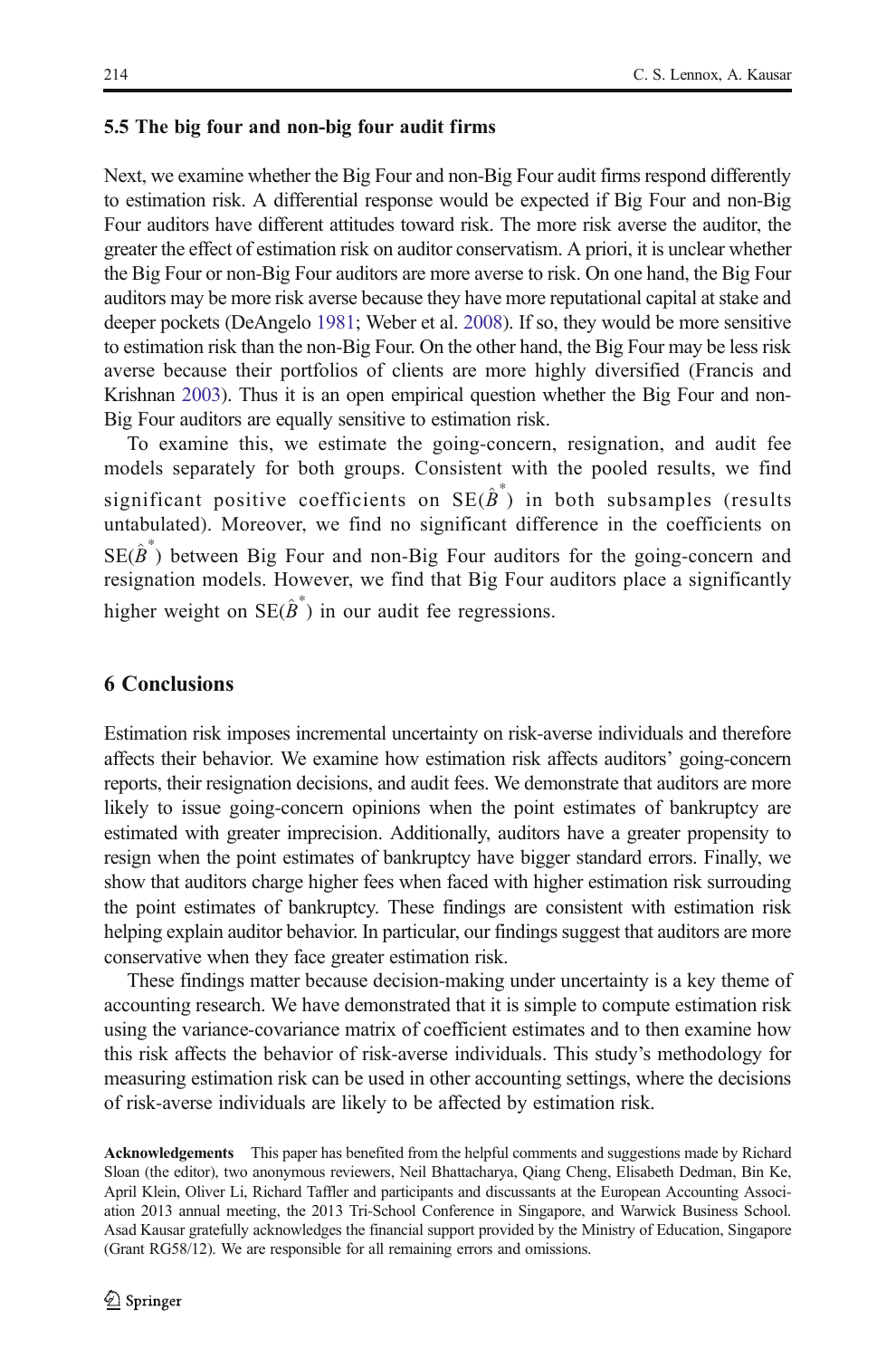### 5.5 The big four and non-big four audit firms

Next, we examine whether the Big Four and non-Big Four audit firms respond differently to estimation risk. A differential response would be expected if Big Four and non-Big Four auditors have different attitudes toward risk. The more risk averse the auditor, the greater the effect of estimation risk on auditor conservatism. A priori, it is unclear whether the Big Four or non-Big Four auditors are more averse to risk. On one hand, the Big Four auditors may be more risk averse because they have more reputational capital at stake and deeper pockets (DeAngelo 1981; Weber et al. 2008). If so, they would be more sensitive to estimation risk than the non-Big Four. On the other hand, the Big Four may be less risk averse because their portfolios of clients are more highly diversified (Francis and Krishnan 2003). Thus it is an open empirical question whether the Big Four and non-Big Four auditors are equally sensitive to estimation risk.

To examine this, we estimate the going-concern, resignation, and audit fee models separately for both groups. Consistent with the pooled results, we find significant positive coefficients on $\mathrm{SE}(\hat{B}^*)$ in both subsamples (results untabulated). Moreover, we find no significant difference in the coefficients on $\mathrm{SE}(\hat{B}^*)$ between Big Four and non-Big Four auditors for the going-concern and resignation models. However, we find that Big Four auditors place a significantly higher weight on $\mathrm{SE}(\hat{B}^*)$ in our audit fee regressions.

## 6 Conclusions

Estimation risk imposes incremental uncertainty on risk-averse individuals and therefore affects their behavior. We examine how estimation risk affects auditors' going-concern reports, their resignation decisions, and audit fees. We demonstrate that auditors are more likely to issue going-concern opinions when the point estimates of bankruptcy are estimated with greater imprecision. Additionally, auditors have a greater propensity to resign when the point estimates of bankruptcy have bigger standard errors. Finally, we show that auditors charge higher fees when faced with higher estimation risk surrouding the point estimates of bankruptcy. These findings are consistent with estimation risk helping explain auditor behavior. In particular, our findings suggest that auditors are more conservative when they face greater estimation risk.

These findings matter because decision-making under uncertainty is a key theme of accounting research. We have demonstrated that it is simple to compute estimation risk using the variance-covariance matrix of coefficient estimates and to then examine how this risk affects the behavior of risk-averse individuals. This study's methodology for measuring estimation risk can be used in other accounting settings, where the decisions of risk-averse individuals are likely to be affected by estimation risk.

**Acknowledgements** This paper has benefited from the helpful comments and suggestions made by Richard Sloan (the editor), two anonymous reviewers, Neil Bhattacharya, Qiang Cheng, Elisabeth Dedman, Bin Ke, April Klein, Oliver Li, Richard Taffler and participants and discussants at the European Accounting Association 2013 annual meeting, the 2013 Tri-School Conference in Singapore, and Warwick Business School. Asad Kausar gratefully acknowledges the financial support provided by the Ministry of Education, Singapore (Grant RG58/12). We are responsible for all remaining errors and omissions.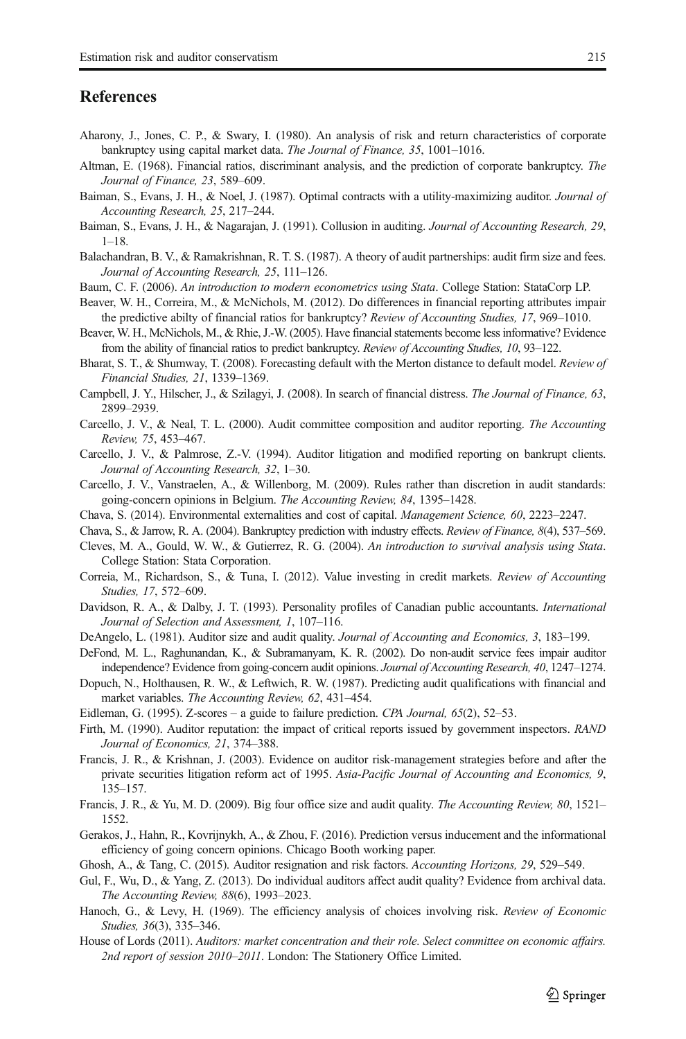## References

Aharony, J., Jones, C. P., & Swary, I. (1980). An analysis of risk and return characteristics of corporate bankruptcy using capital market data. *The Journal of Finance, 35*, 1001–1016.

Altman, E. (1968). Financial ratios, discriminant analysis, and the prediction of corporate bankruptcy. *The Journal of Finance, 23*, 589–609.

Baiman, S., Evans, J. H., & Noel, J. (1987). Optimal contracts with a utility-maximizing auditor. *Journal of Accounting Research, 25*, 217–244.

Baiman, S., Evans, J. H., & Nagarajan, J. (1991). Collusion in auditing. *Journal of Accounting Research, 29*, 1–18.

Balachandran, B. V., & Ramakrishnan, R. T. S. (1987). A theory of audit partnerships: audit firm size and fees. *Journal of Accounting Research, 25*, 111–126.

Baum, C. F. (2006). *An introduction to modern econometrics using Stata*. College Station: StataCorp LP.

Beaver, W. H., Correira, M., & McNichols, M. (2012). Do differences in financial reporting attributes impair the predictive abilty of financial ratios for bankruptcy? *Review of Accounting Studies, 17*, 969–1010.

Beaver, W. H., McNichols, M., & Rhie, J.-W. (2005). Have financial statements become less informative? Evidence from the ability of financial ratios to predict bankruptcy. *Review of Accounting Studies, 10*, 93–122.

Bharat, S. T., & Shumway, T. (2008). Forecasting default with the Merton distance to default model. *Review of Financial Studies, 21*, 1339–1369.

Campbell, J. Y., Hilscher, J., & Szilagyi, J. (2008). In search of financial distress. *The Journal of Finance, 63*, 2899–2939.

Carcello, J. V., & Neal, T. L. (2000). Audit committee composition and auditor reporting. *The Accounting Review, 75*, 453–467.

Carcello, J. V., & Palmrose, Z.-V. (1994). Auditor litigation and modified reporting on bankrupt clients. *Journal of Accounting Research, 32*, 1–30.

Carcello, J. V., Vanstraelen, A., & Willenborg, M. (2009). Rules rather than discretion in audit standards: going-concern opinions in Belgium. *The Accounting Review, 84*, 1395–1428.

Chava, S. (2014). Environmental externalities and cost of capital. *Management Science, 60*, 2223–2247.

Chava, S., & Jarrow, R. A. (2004). Bankruptcy prediction with industry effects. *Review of Finance, 8*(4), 537–569.

Cleves, M. A., Gould, W. W., & Gutierrez, R. G. (2004). *An introduction to survival analysis using Stata*. College Station: Stata Corporation.

Correia, M., Richardson, S., & Tuna, I. (2012). Value investing in credit markets. *Review of Accounting Studies, 17*, 572–609.

Davidson, R. A., & Dalby, J. T. (1993). Personality profiles of Canadian public accountants. *International Journal of Selection and Assessment, 1*, 107–116.

DeAngelo, L. (1981). Auditor size and audit quality. *Journal of Accounting and Economics, 3*, 183–199.

DeFond, M. L., Raghunandan, K., & Subramanyam, K. R. (2002). Do non-audit service fees impair auditor independence? Evidence from going-concern audit opinions. *Journal of Accounting Research, 40*, 1247–1274.

Dopuch, N., Holthausen, R. W., & Leftwich, R. W. (1987). Predicting audit qualifications with financial and market variables. *The Accounting Review, 62*, 431–454.

Eidleman, G. (1995). Z-scores – a guide to failure prediction. *CPA Journal, 65*(2), 52–53.

Firth, M. (1990). Auditor reputation: the impact of critical reports issued by government inspectors. *RAND Journal of Economics, 21*, 374–388.

Francis, J. R., & Krishnan, J. (2003). Evidence on auditor risk-management strategies before and after the private securities litigation reform act of 1995. *Asia-Pacific Journal of Accounting and Economics, 9*, 135–157.

Francis, J. R., & Yu, M. D. (2009). Big four office size and audit quality. *The Accounting Review, 80*, 1521–1552.

Gerakos, J., Hahn, R., Kovrijnykh, A., & Zhou, F. (2016). Prediction versus inducement and the informational efficiency of going concern opinions. Chicago Booth working paper.

Ghosh, A., & Tang, C. (2015). Auditor resignation and risk factors. *Accounting Horizons, 29*, 529–549.

Gul, F., Wu, D., & Yang, Z. (2013). Do individual auditors affect audit quality? Evidence from archival data. *The Accounting Review, 88*(6), 1993–2023.

Hanoch, G., & Levy, H. (1969). The efficiency analysis of choices involving risk. *Review of Economic Studies, 36*(3), 335–346.

House of Lords (2011). *Auditors: market concentration and their role. Select committee on economic affairs. 2nd report of session 2010–2011*. London: The Stationery Office Limited.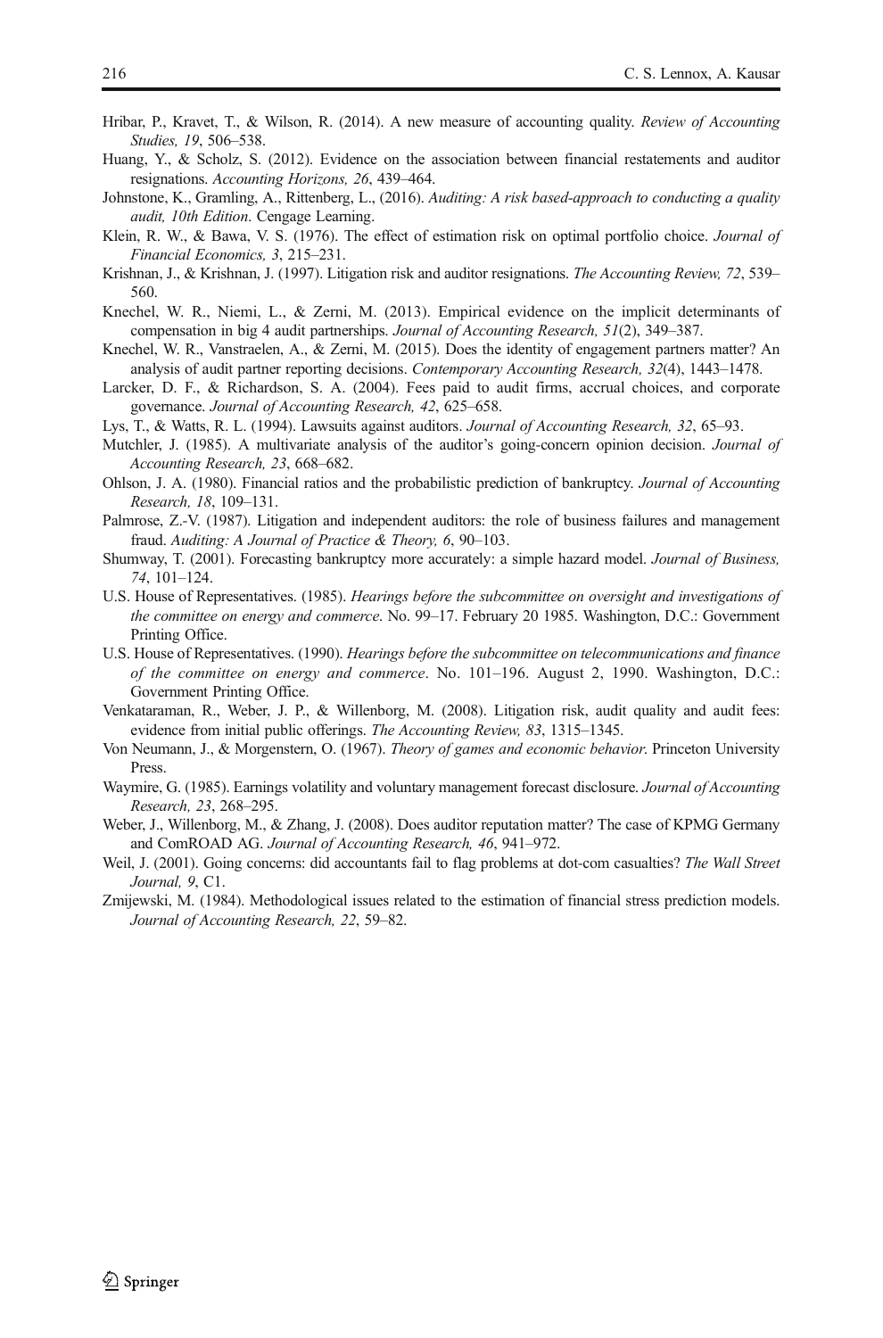Hribar, P., Kravet, T., & Wilson, R. (2014). A new measure of accounting quality. *Review of Accounting Studies, 19*, 506–538.

Huang, Y., & Scholz, S. (2012). Evidence on the association between financial restatements and auditor resignations. *Accounting Horizons, 26*, 439–464.

Johnstone, K., Gramling, A., Rittenberg, L., (2016). *Auditing: A risk based-approach to conducting a quality audit, 10th Edition*. Cengage Learning.

Klein, R. W., & Bawa, V. S. (1976). The effect of estimation risk on optimal portfolio choice. *Journal of Financial Economics, 3*, 215–231.

Krishnan, J., & Krishnan, J. (1997). Litigation risk and auditor resignations. *The Accounting Review, 72*, 539–560.

Knechel, W. R., Niemi, L., & Zerni, M. (2013). Empirical evidence on the implicit determinants of compensation in big 4 audit partnerships. *Journal of Accounting Research, 51*(2), 349–387.

Knechel, W. R., Vanstraelen, A., & Zerni, M. (2015). Does the identity of engagement partners matter? An analysis of audit partner reporting decisions. *Contemporary Accounting Research, 32*(4), 1443–1478.

Larcker, D. F., & Richardson, S. A. (2004). Fees paid to audit firms, accrual choices, and corporate governance. *Journal of Accounting Research, 42*, 625–658.

Lys, T., & Watts, R. L. (1994). Lawsuits against auditors. *Journal of Accounting Research, 32*, 65–93.

Mutchler, J. (1985). A multivariate analysis of the auditor's going-concern opinion decision. *Journal of Accounting Research, 23*, 668–682.

Ohlson, J. A. (1980). Financial ratios and the probabilistic prediction of bankruptcy. *Journal of Accounting Research, 18*, 109–131.

Palmrose, Z.-V. (1987). Litigation and independent auditors: the role of business failures and management fraud. *Auditing: A Journal of Practice & Theory, 6*, 90–103.

Shumway, T. (2001). Forecasting bankruptcy more accurately: a simple hazard model. *Journal of Business, 74*, 101–124.

U.S. House of Representatives. (1985). *Hearings before the subcommittee on oversight and investigations of the committee on energy and commerce*. No. 99–17. February 20 1985. Washington, D.C.: Government Printing Office.

U.S. House of Representatives. (1990). *Hearings before the subcommittee on telecommunications and finance of the committee on energy and commerce*. No. 101–196. August 2, 1990. Washington, D.C.: Government Printing Office.

Venkataraman, R., Weber, J. P., & Willenborg, M. (2008). Litigation risk, audit quality and audit fees: evidence from initial public offerings. *The Accounting Review, 83*, 1315–1345.

Von Neumann, J., & Morgenstern, O. (1967). *Theory of games and economic behavior*. Princeton University Press.

Waymire, G. (1985). Earnings volatility and voluntary management forecast disclosure. *Journal of Accounting Research, 23*, 268–295.

Weber, J., Willenborg, M., & Zhang, J. (2008). Does auditor reputation matter? The case of KPMG Germany and ComROAD AG. *Journal of Accounting Research, 46*, 941–972.

Weil, J. (2001). Going concerns: did accountants fail to flag problems at dot-com casualties? *The Wall Street Journal, 9*, C1.

Zmijewski, M. (1984). Methodological issues related to the estimation of financial stress prediction models. *Journal of Accounting Research, 22*, 59–82.